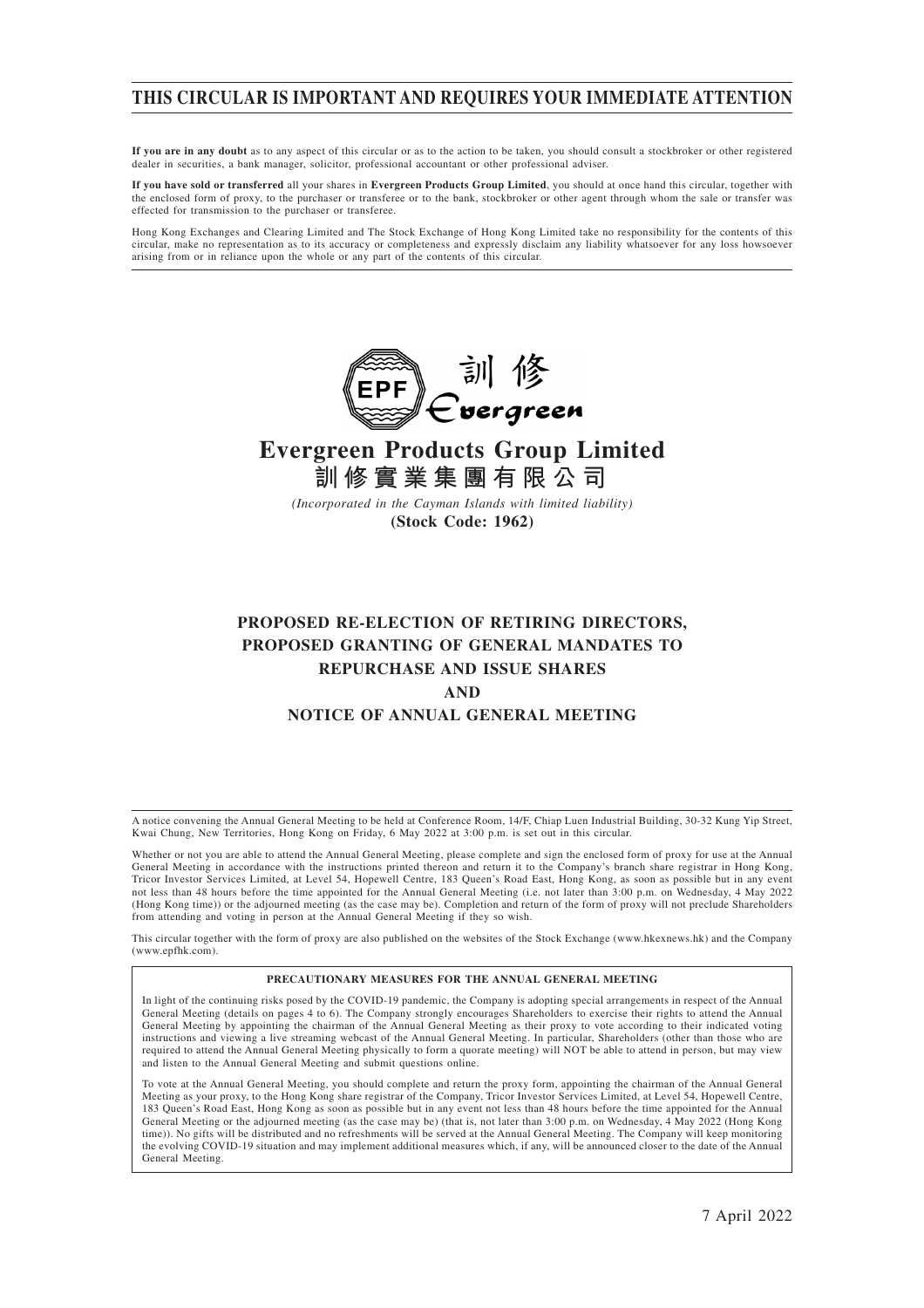# THIS CIRCULAR IS IMPORTANT AND REQUIRES YOUR IMMEDIATE ATTENTION

**If you are in any doubt** as to any aspect of this circular or as to the action to be taken, you should consult a stockbroker or other registered dealer in securities, a bank manager, solicitor, professional accountant or other professional adviser.

**If you have sold or transferred** all your shares in **Evergreen Products Group Limited**, you should at once hand this circular, together with the enclosed form of proxy, to the purchaser or transferee or to the bank, stockbroker or other agent through whom the sale or transfer was effected for transmission to the purchaser or transferee.

Hong Kong Exchanges and Clearing Limited and The Stock Exchange of Hong Kong Limited take no responsibility for the contents of this circular, make no representation as to its accuracy or completeness and expressly disclaim any liability whatsoever for any loss howsoever arising from or in reliance upon the whole or any part of the contents of this circular.

EPF 訓修 Evergreen

# Evergreen Products Group Limited
# 訓修實業集團有限公司

*(Incorporated in the Cayman Islands with limited liability)*

**(Stock Code: 1962)**

## PROPOSED RE-ELECTION OF RETIRING DIRECTORS, PROPOSED GRANTING OF GENERAL MANDATES TO REPURCHASE AND ISSUE SHARES AND NOTICE OF ANNUAL GENERAL MEETING

A notice convening the Annual General Meeting to be held at Conference Room, 14/F, Chiap Luen Industrial Building, 30-32 Kung Yip Street, Kwai Chung, New Territories, Hong Kong on Friday, 6 May 2022 at 3:00 p.m. is set out in this circular.

Whether or not you are able to attend the Annual General Meeting, please complete and sign the enclosed form of proxy for use at the Annual General Meeting in accordance with the instructions printed thereon and return it to the Company's branch share registrar in Hong Kong, Tricor Investor Services Limited, at Level 54, Hopewell Centre, 183 Queen's Road East, Hong Kong, as soon as possible but in any event not less than 48 hours before the time appointed for the Annual General Meeting (i.e. not later than 3:00 p.m. on Wednesday, 4 May 2022 (Hong Kong time)) or the adjourned meeting (as the case may be). Completion and return of the form of proxy will not preclude Shareholders from attending and voting in person at the Annual General Meeting if they so wish.

This circular together with the form of proxy are also published on the websites of the Stock Exchange (www.hkexnews.hk) and the Company (www.epfhk.com).

**PRECAUTIONARY MEASURES FOR THE ANNUAL GENERAL MEETING**

In light of the continuing risks posed by the COVID-19 pandemic, the Company is adopting special arrangements in respect of the Annual General Meeting (details on pages 4 to 6). The Company strongly encourages Shareholders to exercise their rights to attend the Annual General Meeting by appointing the chairman of the Annual General Meeting as their proxy to vote according to their indicated voting instructions and viewing a live streaming webcast of the Annual General Meeting. In particular, Shareholders (other than those who are required to attend the Annual General Meeting physically to form a quorate meeting) will NOT be able to attend in person, but may view and listen to the Annual General Meeting and submit questions online.

To vote at the Annual General Meeting, you should complete and return the proxy form, appointing the chairman of the Annual General Meeting as your proxy, to the Hong Kong share registrar of the Company, Tricor Investor Services Limited, at Level 54, Hopewell Centre, 183 Queen's Road East, Hong Kong as soon as possible but in any event not less than 48 hours before the time appointed for the Annual General Meeting or the adjourned meeting (as the case may be) (that is, not later than 3:00 p.m. on Wednesday, 4 May 2022 (Hong Kong time)). No gifts will be distributed and no refreshments will be served at the Annual General Meeting. The Company will keep monitoring the evolving COVID-19 situation and may implement additional measures which, if any, will be announced closer to the date of the Annual General Meeting.

7 April 2022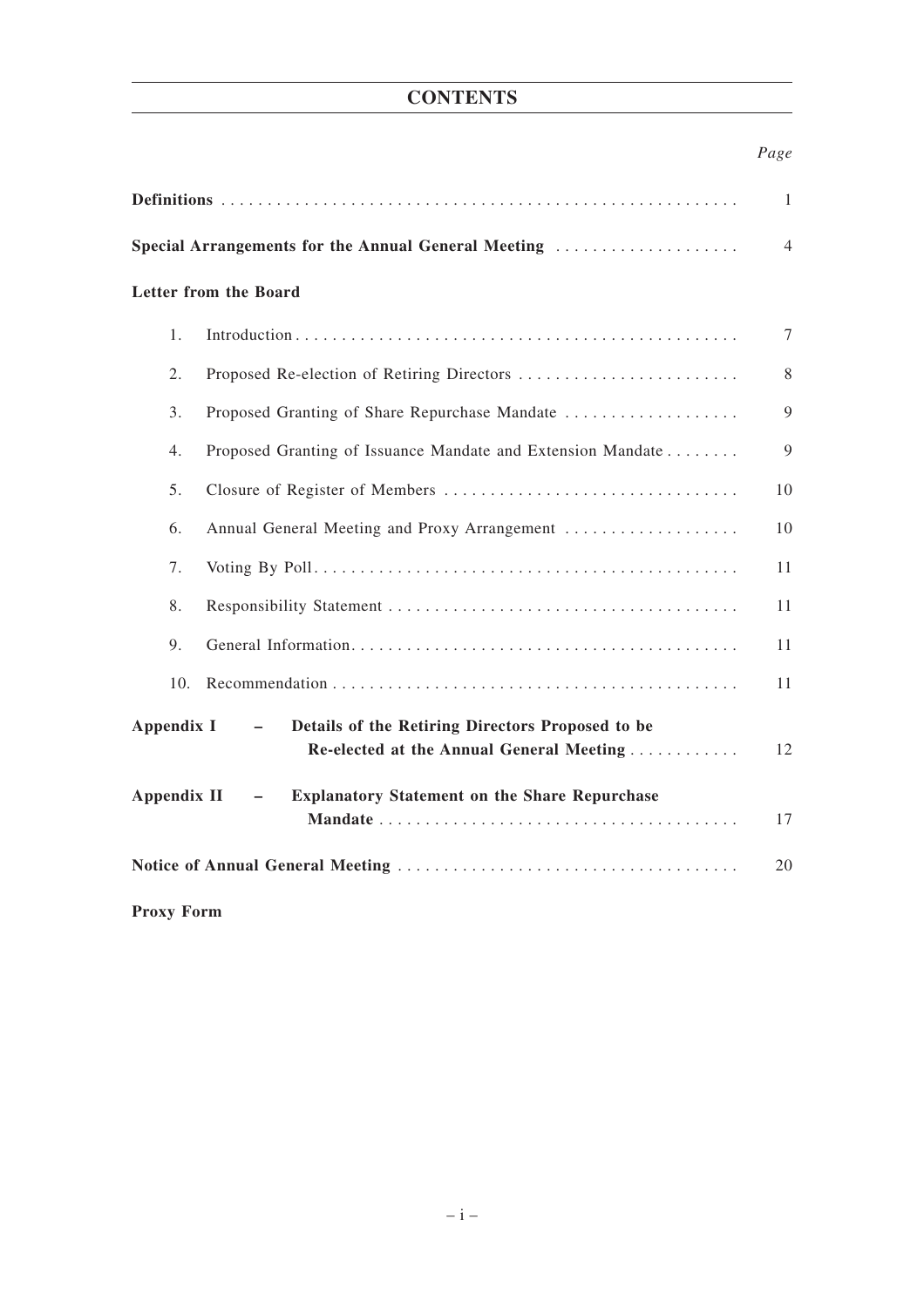# CONTENTS

| | *Page* |
|---|---|
| **Definitions** | 1 |
| **Special Arrangements for the Annual General Meeting** | 4 |
| **Letter from the Board** | |
| 1. Introduction | 7 |
| 2. Proposed Re-election of Retiring Directors | 8 |
| 3. Proposed Granting of Share Repurchase Mandate | 9 |
| 4. Proposed Granting of Issuance Mandate and Extension Mandate | 9 |
| 5. Closure of Register of Members | 10 |
| 6. Annual General Meeting and Proxy Arrangement | 10 |
| 7. Voting By Poll | 11 |
| 8. Responsibility Statement | 11 |
| 9. General Information | 11 |
| 10. Recommendation | 11 |
| **Appendix I – Details of the Retiring Directors Proposed to be Re-elected at the Annual General Meeting** | 12 |
| **Appendix II – Explanatory Statement on the Share Repurchase Mandate** | 17 |
| **Notice of Annual General Meeting** | 20 |
| **Proxy Form** | |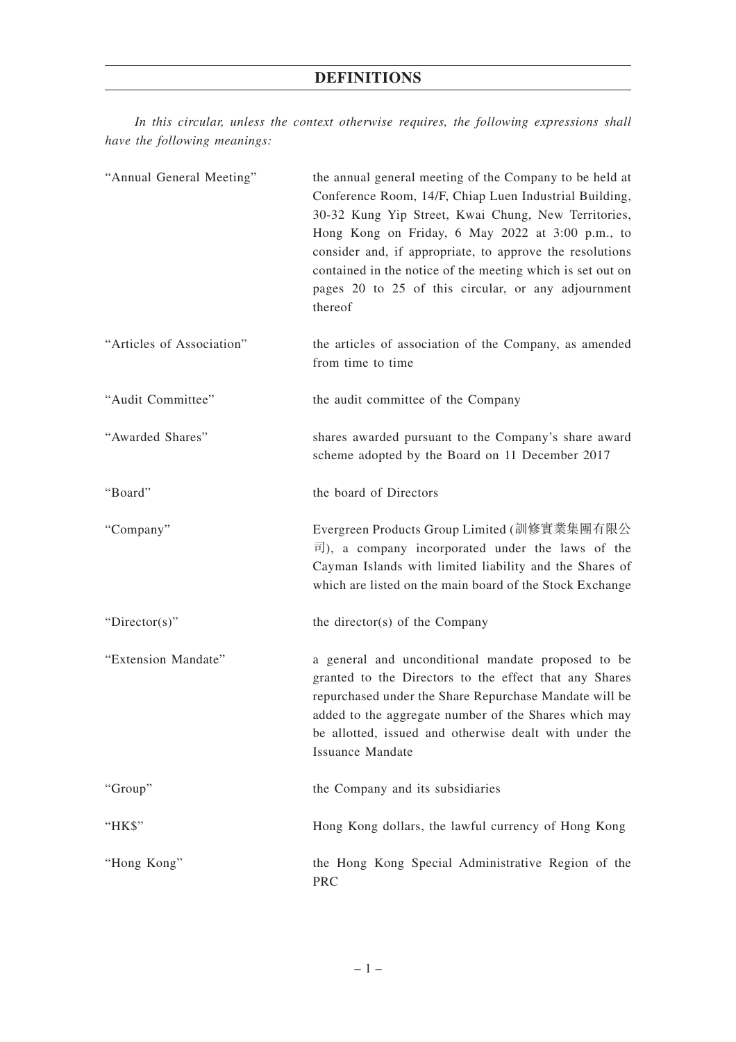# DEFINITIONS

*In this circular, unless the context otherwise requires, the following expressions shall have the following meanings:*

| Term | Definition |
|---|---|
| "Annual General Meeting" | the annual general meeting of the Company to be held at Conference Room, 14/F, Chiap Luen Industrial Building, 30-32 Kung Yip Street, Kwai Chung, New Territories, Hong Kong on Friday, 6 May 2022 at 3:00 p.m., to consider and, if appropriate, to approve the resolutions contained in the notice of the meeting which is set out on pages 20 to 25 of this circular, or any adjournment thereof |
| "Articles of Association" | the articles of association of the Company, as amended from time to time |
| "Audit Committee" | the audit committee of the Company |
| "Awarded Shares" | shares awarded pursuant to the Company's share award scheme adopted by the Board on 11 December 2017 |
| "Board" | the board of Directors |
| "Company" | Evergreen Products Group Limited (訓修實業集團有限公司), a company incorporated under the laws of the Cayman Islands with limited liability and the Shares of which are listed on the main board of the Stock Exchange |
| "Director(s)" | the director(s) of the Company |
| "Extension Mandate" | a general and unconditional mandate proposed to be granted to the Directors to the effect that any Shares repurchased under the Share Repurchase Mandate will be added to the aggregate number of the Shares which may be allotted, issued and otherwise dealt with under the Issuance Mandate |
| "Group" | the Company and its subsidiaries |
| "HK$" | Hong Kong dollars, the lawful currency of Hong Kong |
| "Hong Kong" | the Hong Kong Special Administrative Region of the PRC |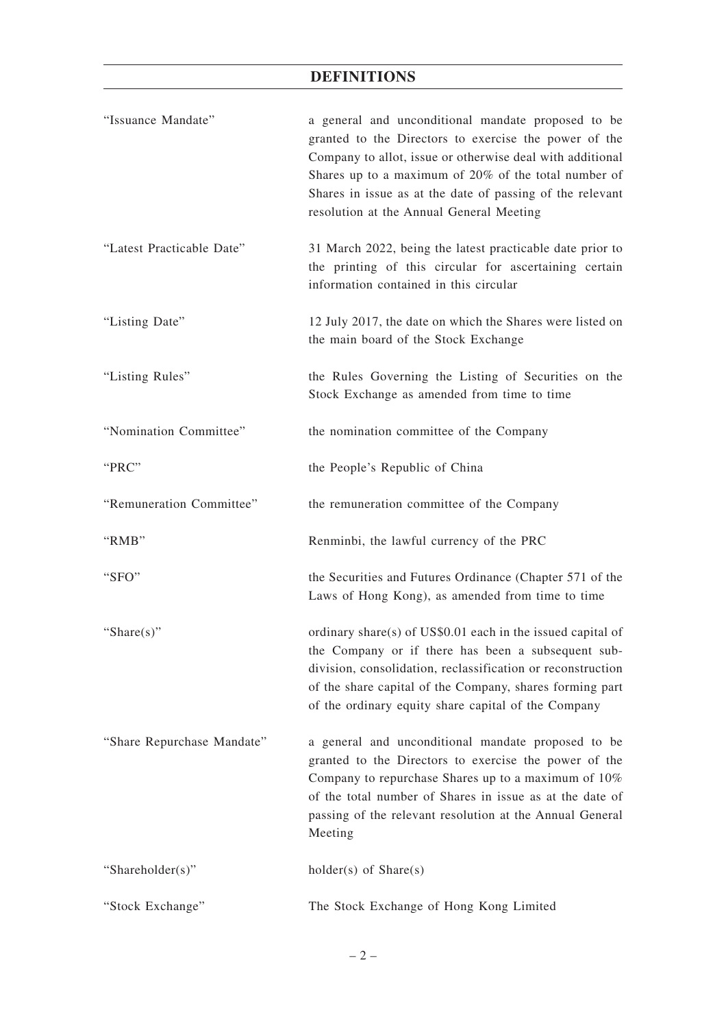# DEFINITIONS

| | |
|---|---|
| "Issuance Mandate" | a general and unconditional mandate proposed to be granted to the Directors to exercise the power of the Company to allot, issue or otherwise deal with additional Shares up to a maximum of 20% of the total number of Shares in issue as at the date of passing of the relevant resolution at the Annual General Meeting |
| "Latest Practicable Date" | 31 March 2022, being the latest practicable date prior to the printing of this circular for ascertaining certain information contained in this circular |
| "Listing Date" | 12 July 2017, the date on which the Shares were listed on the main board of the Stock Exchange |
| "Listing Rules" | the Rules Governing the Listing of Securities on the Stock Exchange as amended from time to time |
| "Nomination Committee" | the nomination committee of the Company |
| "PRC" | the People's Republic of China |
| "Remuneration Committee" | the remuneration committee of the Company |
| "RMB" | Renminbi, the lawful currency of the PRC |
| "SFO" | the Securities and Futures Ordinance (Chapter 571 of the Laws of Hong Kong), as amended from time to time |
| "Share(s)" | ordinary share(s) of US$0.01 each in the issued capital of the Company or if there has been a subsequent sub-division, consolidation, reclassification or reconstruction of the share capital of the Company, shares forming part of the ordinary equity share capital of the Company |
| "Share Repurchase Mandate" | a general and unconditional mandate proposed to be granted to the Directors to exercise the power of the Company to repurchase Shares up to a maximum of 10% of the total number of Shares in issue as at the date of passing of the relevant resolution at the Annual General Meeting |
| "Shareholder(s)" | holder(s) of Share(s) |
| "Stock Exchange" | The Stock Exchange of Hong Kong Limited |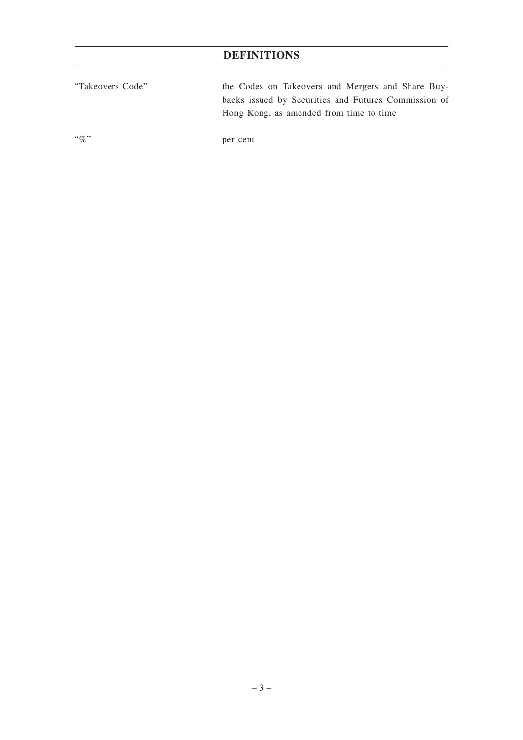# DEFINITIONS

| | |
|---|---|
| "Takeovers Code" | the Codes on Takeovers and Mergers and Share Buy-backs issued by Securities and Futures Commission of Hong Kong, as amended from time to time |
| "%" | per cent |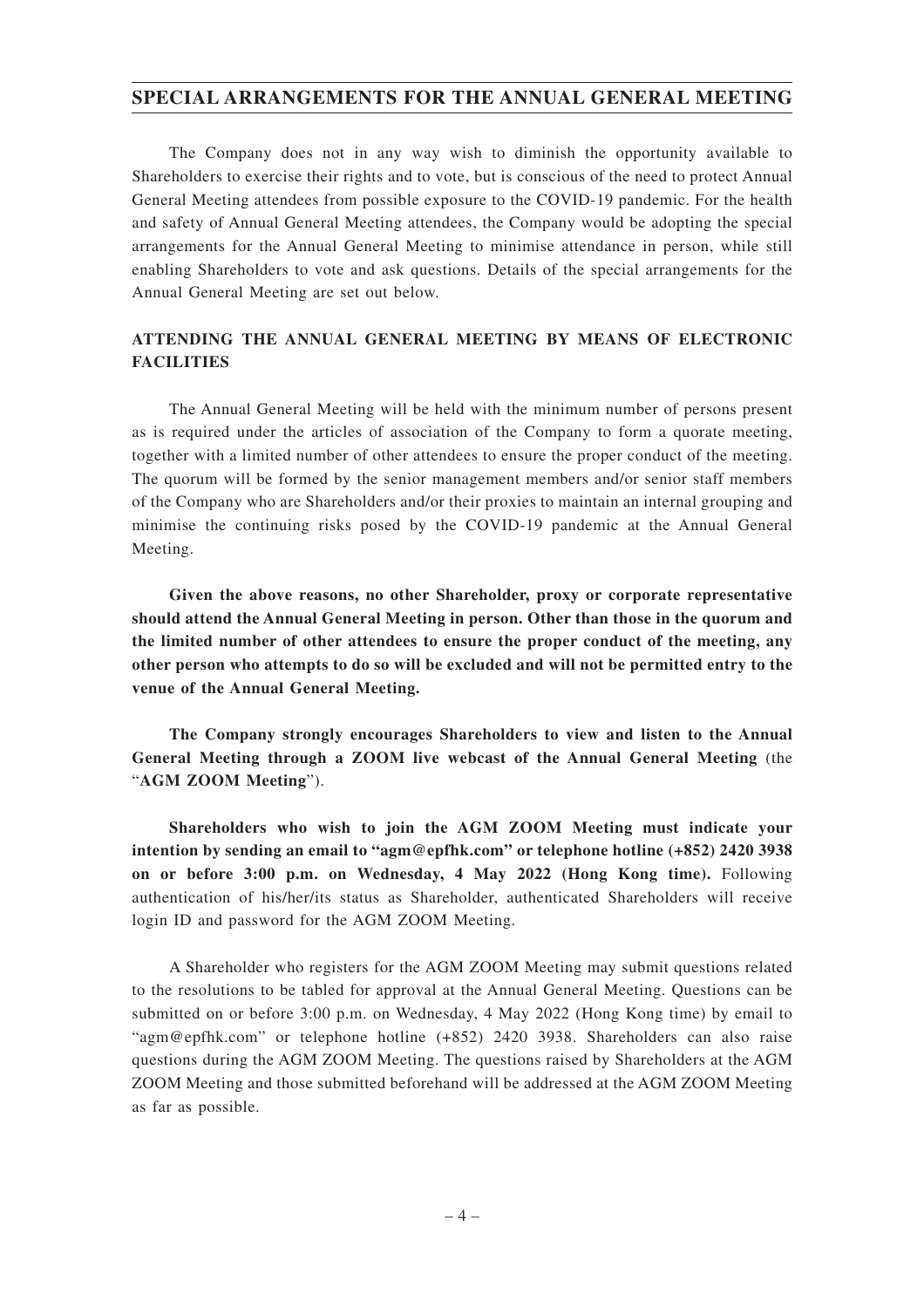## SPECIAL ARRANGEMENTS FOR THE ANNUAL GENERAL MEETING

The Company does not in any way wish to diminish the opportunity available to Shareholders to exercise their rights and to vote, but is conscious of the need to protect Annual General Meeting attendees from possible exposure to the COVID-19 pandemic. For the health and safety of Annual General Meeting attendees, the Company would be adopting the special arrangements for the Annual General Meeting to minimise attendance in person, while still enabling Shareholders to vote and ask questions. Details of the special arrangements for the Annual General Meeting are set out below.

### ATTENDING THE ANNUAL GENERAL MEETING BY MEANS OF ELECTRONIC FACILITIES

The Annual General Meeting will be held with the minimum number of persons present as is required under the articles of association of the Company to form a quorate meeting, together with a limited number of other attendees to ensure the proper conduct of the meeting. The quorum will be formed by the senior management members and/or senior staff members of the Company who are Shareholders and/or their proxies to maintain an internal grouping and minimise the continuing risks posed by the COVID-19 pandemic at the Annual General Meeting.

**Given the above reasons, no other Shareholder, proxy or corporate representative should attend the Annual General Meeting in person. Other than those in the quorum and the limited number of other attendees to ensure the proper conduct of the meeting, any other person who attempts to do so will be excluded and will not be permitted entry to the venue of the Annual General Meeting.**

**The Company strongly encourages Shareholders to view and listen to the Annual General Meeting through a ZOOM live webcast of the Annual General Meeting** (the "**AGM ZOOM Meeting**").

**Shareholders who wish to join the AGM ZOOM Meeting must indicate your intention by sending an email to "agm@epfhk.com" or telephone hotline (+852) 2420 3938 on or before 3:00 p.m. on Wednesday, 4 May 2022 (Hong Kong time).** Following authentication of his/her/its status as Shareholder, authenticated Shareholders will receive login ID and password for the AGM ZOOM Meeting.

A Shareholder who registers for the AGM ZOOM Meeting may submit questions related to the resolutions to be tabled for approval at the Annual General Meeting. Questions can be submitted on or before 3:00 p.m. on Wednesday, 4 May 2022 (Hong Kong time) by email to "agm@epfhk.com" or telephone hotline (+852) 2420 3938. Shareholders can also raise questions during the AGM ZOOM Meeting. The questions raised by Shareholders at the AGM ZOOM Meeting and those submitted beforehand will be addressed at the AGM ZOOM Meeting as far as possible.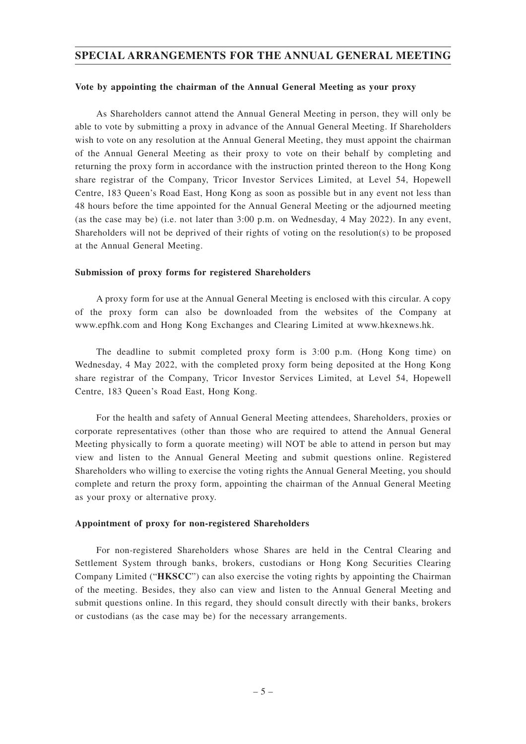## SPECIAL ARRANGEMENTS FOR THE ANNUAL GENERAL MEETING

**Vote by appointing the chairman of the Annual General Meeting as your proxy**

As Shareholders cannot attend the Annual General Meeting in person, they will only be able to vote by submitting a proxy in advance of the Annual General Meeting. If Shareholders wish to vote on any resolution at the Annual General Meeting, they must appoint the chairman of the Annual General Meeting as their proxy to vote on their behalf by completing and returning the proxy form in accordance with the instruction printed thereon to the Hong Kong share registrar of the Company, Tricor Investor Services Limited, at Level 54, Hopewell Centre, 183 Queen's Road East, Hong Kong as soon as possible but in any event not less than 48 hours before the time appointed for the Annual General Meeting or the adjourned meeting (as the case may be) (i.e. not later than 3:00 p.m. on Wednesday, 4 May 2022). In any event, Shareholders will not be deprived of their rights of voting on the resolution(s) to be proposed at the Annual General Meeting.

**Submission of proxy forms for registered Shareholders**

A proxy form for use at the Annual General Meeting is enclosed with this circular. A copy of the proxy form can also be downloaded from the websites of the Company at www.epfhk.com and Hong Kong Exchanges and Clearing Limited at www.hkexnews.hk.

The deadline to submit completed proxy form is 3:00 p.m. (Hong Kong time) on Wednesday, 4 May 2022, with the completed proxy form being deposited at the Hong Kong share registrar of the Company, Tricor Investor Services Limited, at Level 54, Hopewell Centre, 183 Queen's Road East, Hong Kong.

For the health and safety of Annual General Meeting attendees, Shareholders, proxies or corporate representatives (other than those who are required to attend the Annual General Meeting physically to form a quorate meeting) will NOT be able to attend in person but may view and listen to the Annual General Meeting and submit questions online. Registered Shareholders who willing to exercise the voting rights the Annual General Meeting, you should complete and return the proxy form, appointing the chairman of the Annual General Meeting as your proxy or alternative proxy.

**Appointment of proxy for non-registered Shareholders**

For non-registered Shareholders whose Shares are held in the Central Clearing and Settlement System through banks, brokers, custodians or Hong Kong Securities Clearing Company Limited ("**HKSCC**") can also exercise the voting rights by appointing the Chairman of the meeting. Besides, they also can view and listen to the Annual General Meeting and submit questions online. In this regard, they should consult directly with their banks, brokers or custodians (as the case may be) for the necessary arrangements.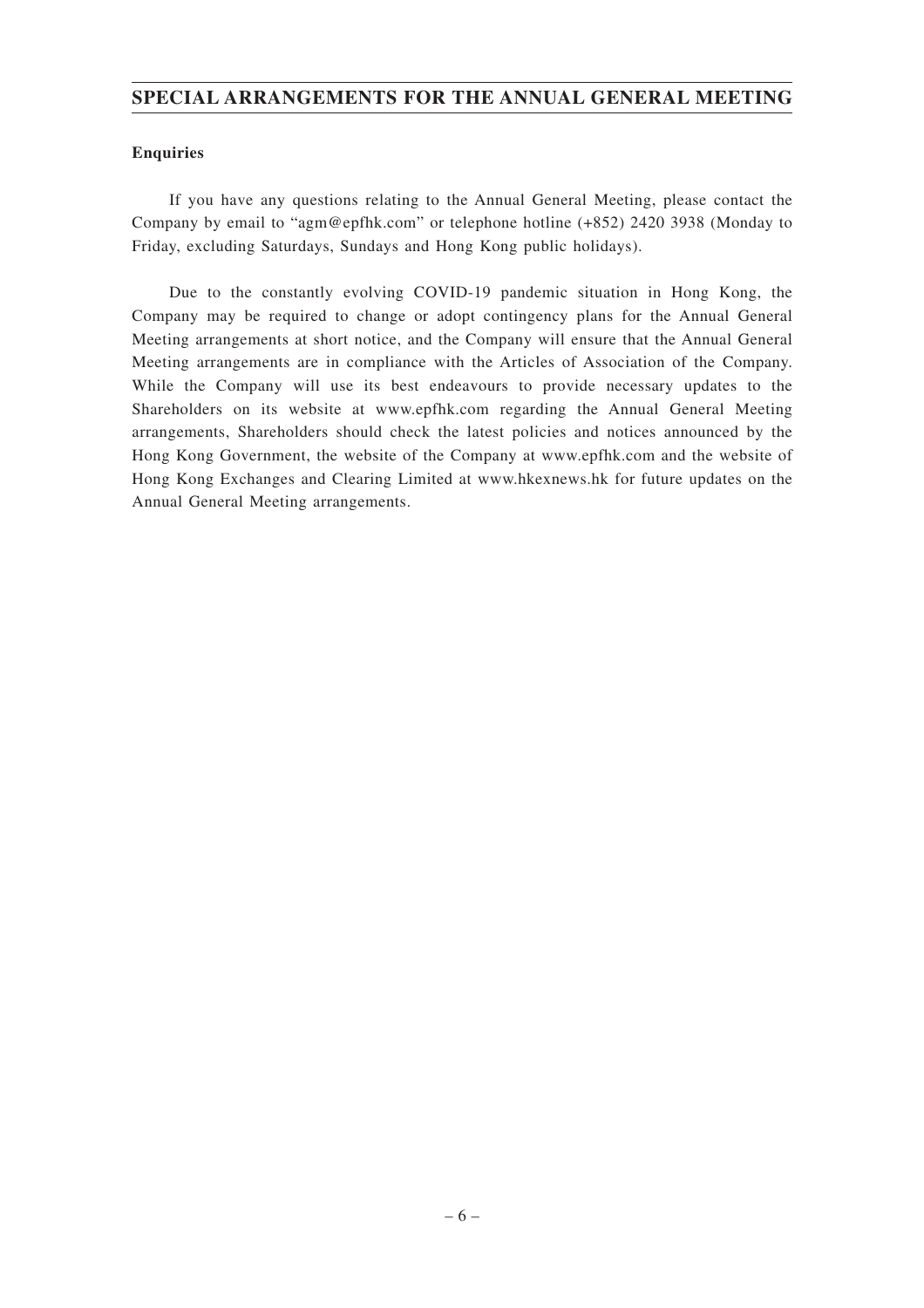## SPECIAL ARRANGEMENTS FOR THE ANNUAL GENERAL MEETING

**Enquiries**

If you have any questions relating to the Annual General Meeting, please contact the Company by email to "agm@epfhk.com" or telephone hotline (+852) 2420 3938 (Monday to Friday, excluding Saturdays, Sundays and Hong Kong public holidays).

Due to the constantly evolving COVID-19 pandemic situation in Hong Kong, the Company may be required to change or adopt contingency plans for the Annual General Meeting arrangements at short notice, and the Company will ensure that the Annual General Meeting arrangements are in compliance with the Articles of Association of the Company. While the Company will use its best endeavours to provide necessary updates to the Shareholders on its website at www.epfhk.com regarding the Annual General Meeting arrangements, Shareholders should check the latest policies and notices announced by the Hong Kong Government, the website of the Company at www.epfhk.com and the website of Hong Kong Exchanges and Clearing Limited at www.hkexnews.hk for future updates on the Annual General Meeting arrangements.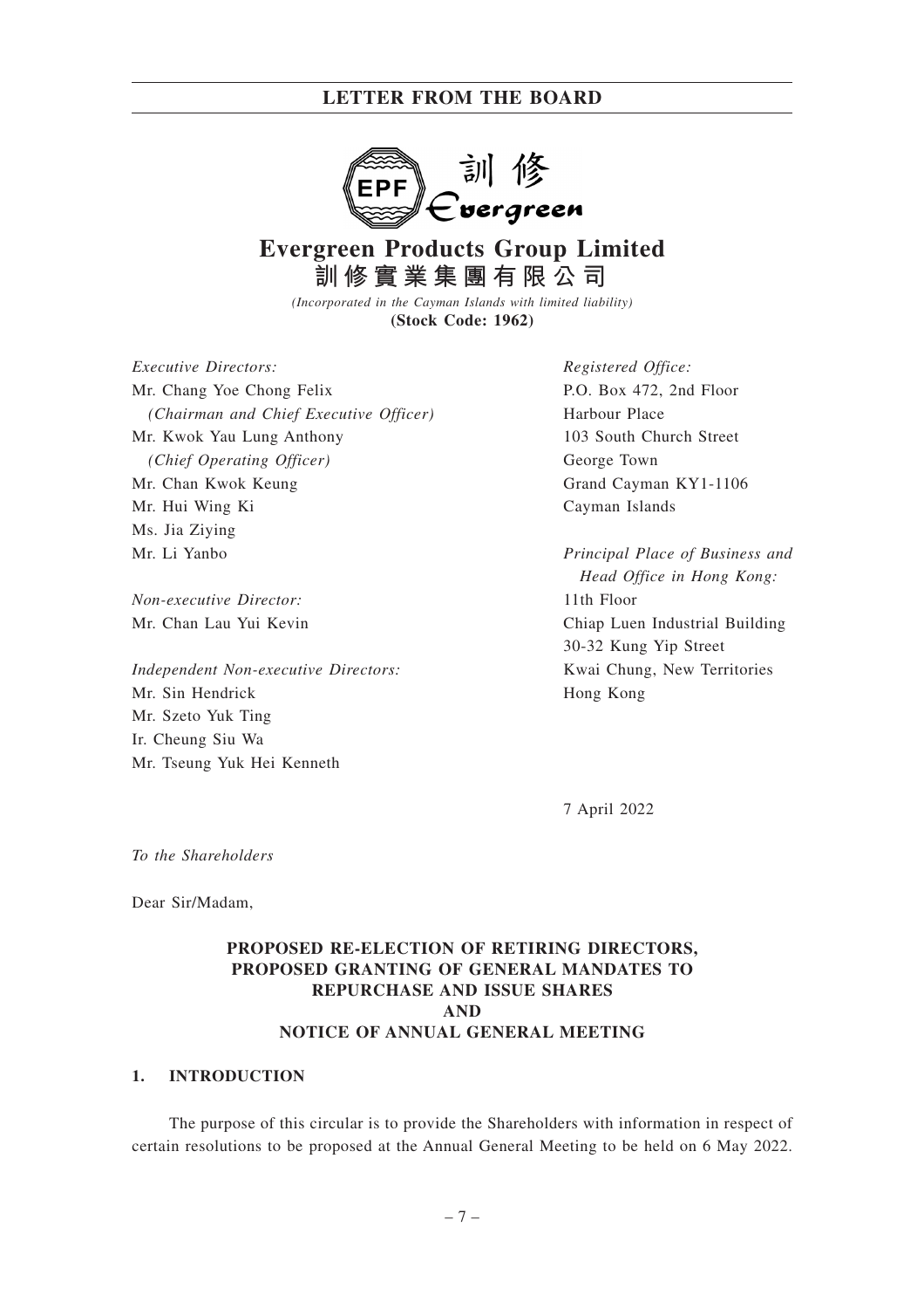# Evergreen Products Group Limited
**訓修實業集團有限公司**

*(Incorporated in the Cayman Islands with limited liability)*
**(Stock Code: 1962)**

*Executive Directors:*
Mr. Chang Yoe Chong Felix
*(Chairman and Chief Executive Officer)*
Mr. Kwok Yau Lung Anthony
*(Chief Operating Officer)*
Mr. Chan Kwok Keung
Mr. Hui Wing Ki
Ms. Jia Ziying
Mr. Li Yanbo

*Non-executive Director:*
Mr. Chan Lau Yui Kevin

*Independent Non-executive Directors:*
Mr. Sin Hendrick
Mr. Szeto Yuk Ting
Ir. Cheung Siu Wa
Mr. Tseung Yuk Hei Kenneth

*Registered Office:*
P.O. Box 472, 2nd Floor
Harbour Place
103 South Church Street
George Town
Grand Cayman KY1-1106
Cayman Islands

*Principal Place of Business and Head Office in Hong Kong:*
11th Floor
Chiap Luen Industrial Building
30-32 Kung Yip Street
Kwai Chung, New Territories
Hong Kong

7 April 2022

*To the Shareholders*

Dear Sir/Madam,

**PROPOSED RE-ELECTION OF RETIRING DIRECTORS,
PROPOSED GRANTING OF GENERAL MANDATES TO
REPURCHASE AND ISSUE SHARES
AND
NOTICE OF ANNUAL GENERAL MEETING**

## 1. INTRODUCTION

The purpose of this circular is to provide the Shareholders with information in respect of certain resolutions to be proposed at the Annual General Meeting to be held on 6 May 2022.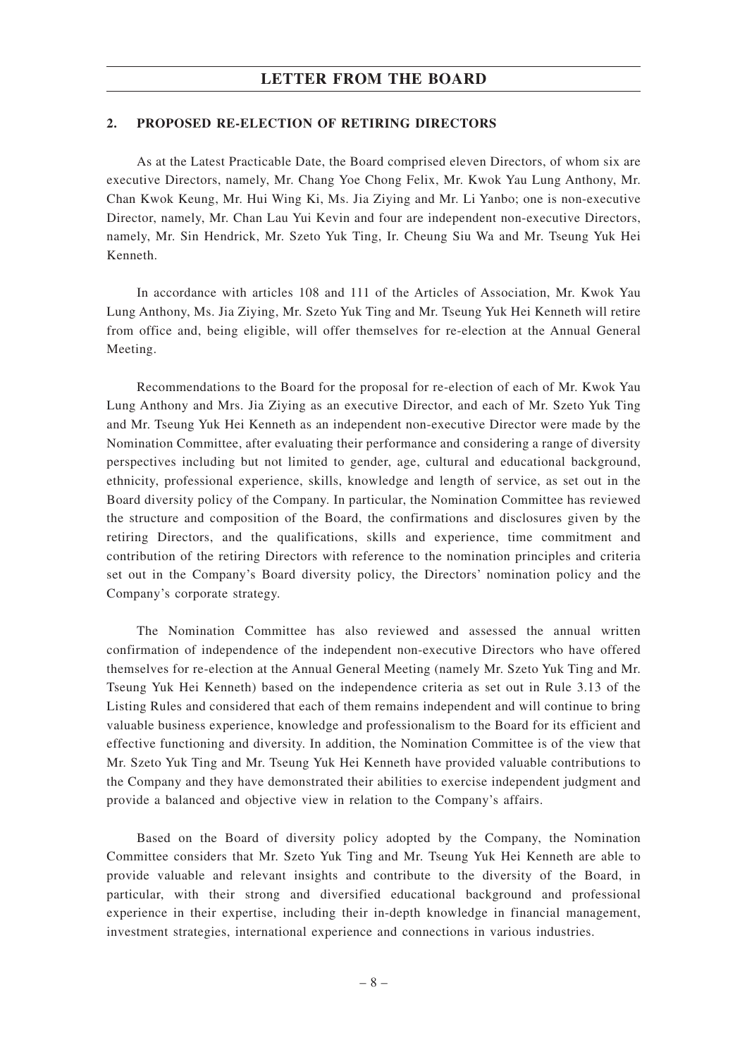## 2. PROPOSED RE-ELECTION OF RETIRING DIRECTORS

As at the Latest Practicable Date, the Board comprised eleven Directors, of whom six are executive Directors, namely, Mr. Chang Yoe Chong Felix, Mr. Kwok Yau Lung Anthony, Mr. Chan Kwok Keung, Mr. Hui Wing Ki, Ms. Jia Ziying and Mr. Li Yanbo; one is non-executive Director, namely, Mr. Chan Lau Yui Kevin and four are independent non-executive Directors, namely, Mr. Sin Hendrick, Mr. Szeto Yuk Ting, Ir. Cheung Siu Wa and Mr. Tseung Yuk Hei Kenneth.

In accordance with articles 108 and 111 of the Articles of Association, Mr. Kwok Yau Lung Anthony, Ms. Jia Ziying, Mr. Szeto Yuk Ting and Mr. Tseung Yuk Hei Kenneth will retire from office and, being eligible, will offer themselves for re-election at the Annual General Meeting.

Recommendations to the Board for the proposal for re-election of each of Mr. Kwok Yau Lung Anthony and Mrs. Jia Ziying as an executive Director, and each of Mr. Szeto Yuk Ting and Mr. Tseung Yuk Hei Kenneth as an independent non-executive Director were made by the Nomination Committee, after evaluating their performance and considering a range of diversity perspectives including but not limited to gender, age, cultural and educational background, ethnicity, professional experience, skills, knowledge and length of service, as set out in the Board diversity policy of the Company. In particular, the Nomination Committee has reviewed the structure and composition of the Board, the confirmations and disclosures given by the retiring Directors, and the qualifications, skills and experience, time commitment and contribution of the retiring Directors with reference to the nomination principles and criteria set out in the Company's Board diversity policy, the Directors' nomination policy and the Company's corporate strategy.

The Nomination Committee has also reviewed and assessed the annual written confirmation of independence of the independent non-executive Directors who have offered themselves for re-election at the Annual General Meeting (namely Mr. Szeto Yuk Ting and Mr. Tseung Yuk Hei Kenneth) based on the independence criteria as set out in Rule 3.13 of the Listing Rules and considered that each of them remains independent and will continue to bring valuable business experience, knowledge and professionalism to the Board for its efficient and effective functioning and diversity. In addition, the Nomination Committee is of the view that Mr. Szeto Yuk Ting and Mr. Tseung Yuk Hei Kenneth have provided valuable contributions to the Company and they have demonstrated their abilities to exercise independent judgment and provide a balanced and objective view in relation to the Company's affairs.

Based on the Board of diversity policy adopted by the Company, the Nomination Committee considers that Mr. Szeto Yuk Ting and Mr. Tseung Yuk Hei Kenneth are able to provide valuable and relevant insights and contribute to the diversity of the Board, in particular, with their strong and diversified educational background and professional experience in their expertise, including their in-depth knowledge in financial management, investment strategies, international experience and connections in various industries.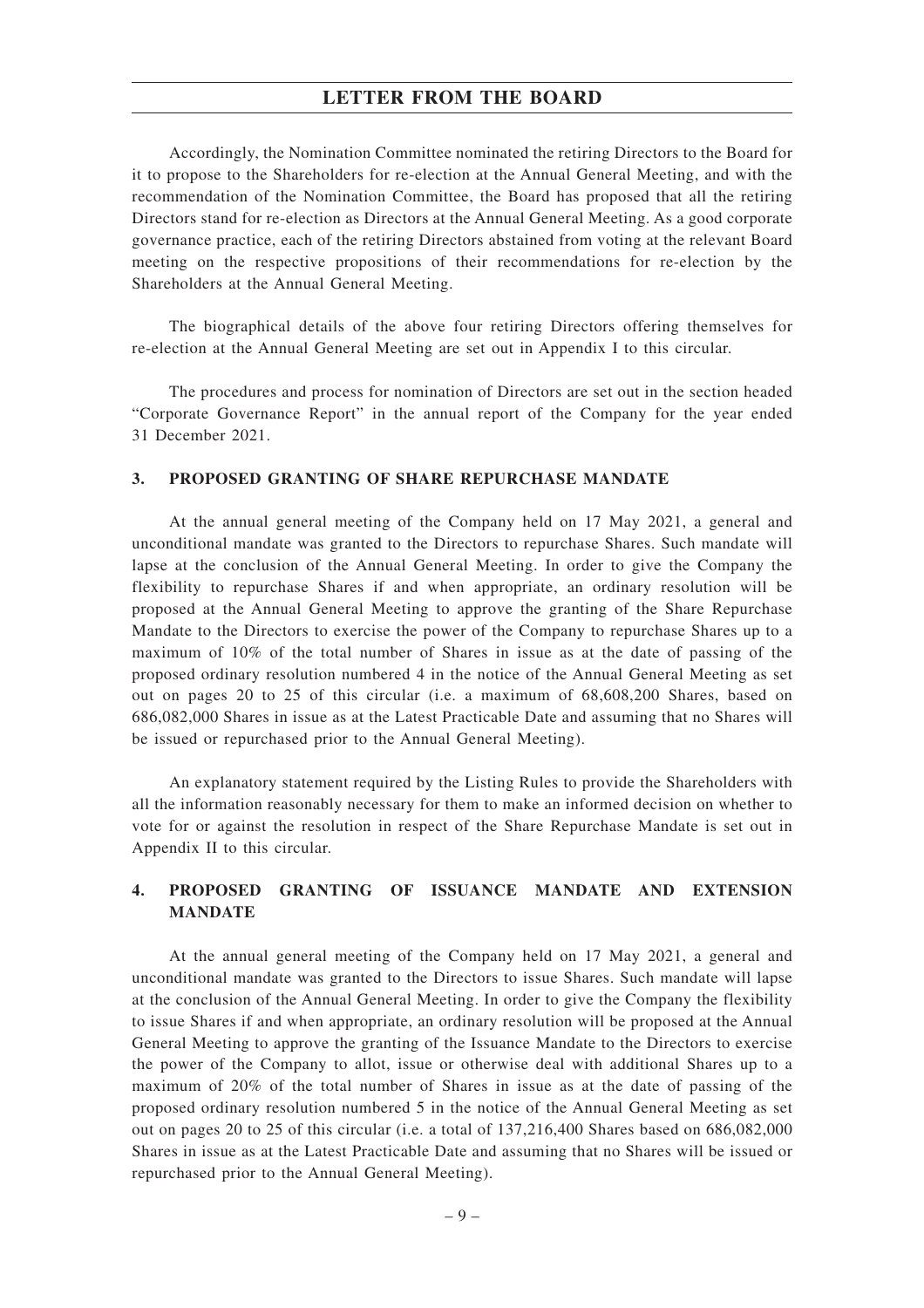Accordingly, the Nomination Committee nominated the retiring Directors to the Board for it to propose to the Shareholders for re-election at the Annual General Meeting, and with the recommendation of the Nomination Committee, the Board has proposed that all the retiring Directors stand for re-election as Directors at the Annual General Meeting. As a good corporate governance practice, each of the retiring Directors abstained from voting at the relevant Board meeting on the respective propositions of their recommendations for re-election by the Shareholders at the Annual General Meeting.

The biographical details of the above four retiring Directors offering themselves for re-election at the Annual General Meeting are set out in Appendix I to this circular.

The procedures and process for nomination of Directors are set out in the section headed "Corporate Governance Report" in the annual report of the Company for the year ended 31 December 2021.

## 3. PROPOSED GRANTING OF SHARE REPURCHASE MANDATE

At the annual general meeting of the Company held on 17 May 2021, a general and unconditional mandate was granted to the Directors to repurchase Shares. Such mandate will lapse at the conclusion of the Annual General Meeting. In order to give the Company the flexibility to repurchase Shares if and when appropriate, an ordinary resolution will be proposed at the Annual General Meeting to approve the granting of the Share Repurchase Mandate to the Directors to exercise the power of the Company to repurchase Shares up to a maximum of 10% of the total number of Shares in issue as at the date of passing of the proposed ordinary resolution numbered 4 in the notice of the Annual General Meeting as set out on pages 20 to 25 of this circular (i.e. a maximum of 68,608,200 Shares, based on 686,082,000 Shares in issue as at the Latest Practicable Date and assuming that no Shares will be issued or repurchased prior to the Annual General Meeting).

An explanatory statement required by the Listing Rules to provide the Shareholders with all the information reasonably necessary for them to make an informed decision on whether to vote for or against the resolution in respect of the Share Repurchase Mandate is set out in Appendix II to this circular.

## 4. PROPOSED GRANTING OF ISSUANCE MANDATE AND EXTENSION MANDATE

At the annual general meeting of the Company held on 17 May 2021, a general and unconditional mandate was granted to the Directors to issue Shares. Such mandate will lapse at the conclusion of the Annual General Meeting. In order to give the Company the flexibility to issue Shares if and when appropriate, an ordinary resolution will be proposed at the Annual General Meeting to approve the granting of the Issuance Mandate to the Directors to exercise the power of the Company to allot, issue or otherwise deal with additional Shares up to a maximum of 20% of the total number of Shares in issue as at the date of passing of the proposed ordinary resolution numbered 5 in the notice of the Annual General Meeting as set out on pages 20 to 25 of this circular (i.e. a total of 137,216,400 Shares based on 686,082,000 Shares in issue as at the Latest Practicable Date and assuming that no Shares will be issued or repurchased prior to the Annual General Meeting).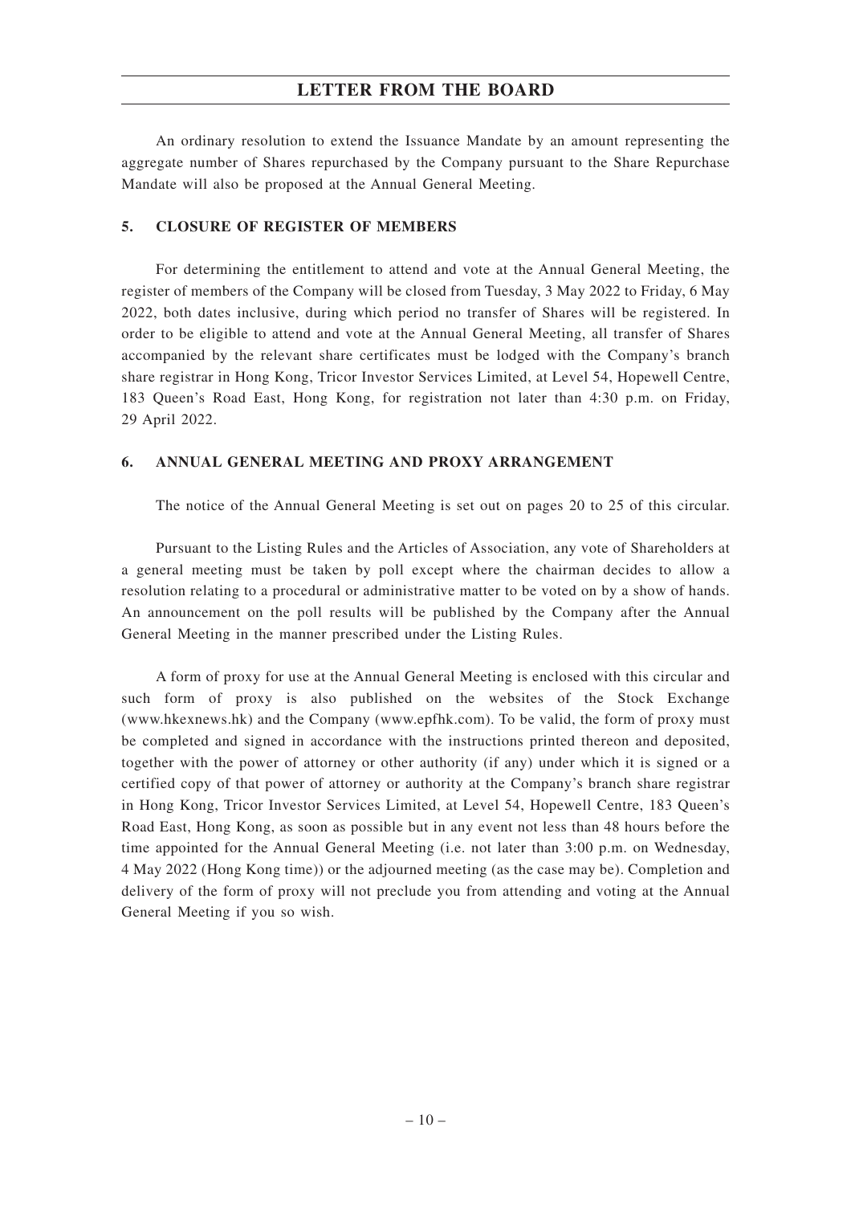An ordinary resolution to extend the Issuance Mandate by an amount representing the aggregate number of Shares repurchased by the Company pursuant to the Share Repurchase Mandate will also be proposed at the Annual General Meeting.

## 5. CLOSURE OF REGISTER OF MEMBERS

For determining the entitlement to attend and vote at the Annual General Meeting, the register of members of the Company will be closed from Tuesday, 3 May 2022 to Friday, 6 May 2022, both dates inclusive, during which period no transfer of Shares will be registered. In order to be eligible to attend and vote at the Annual General Meeting, all transfer of Shares accompanied by the relevant share certificates must be lodged with the Company's branch share registrar in Hong Kong, Tricor Investor Services Limited, at Level 54, Hopewell Centre, 183 Queen's Road East, Hong Kong, for registration not later than 4:30 p.m. on Friday, 29 April 2022.

## 6. ANNUAL GENERAL MEETING AND PROXY ARRANGEMENT

The notice of the Annual General Meeting is set out on pages 20 to 25 of this circular.

Pursuant to the Listing Rules and the Articles of Association, any vote of Shareholders at a general meeting must be taken by poll except where the chairman decides to allow a resolution relating to a procedural or administrative matter to be voted on by a show of hands. An announcement on the poll results will be published by the Company after the Annual General Meeting in the manner prescribed under the Listing Rules.

A form of proxy for use at the Annual General Meeting is enclosed with this circular and such form of proxy is also published on the websites of the Stock Exchange (www.hkexnews.hk) and the Company (www.epfhk.com). To be valid, the form of proxy must be completed and signed in accordance with the instructions printed thereon and deposited, together with the power of attorney or other authority (if any) under which it is signed or a certified copy of that power of attorney or authority at the Company's branch share registrar in Hong Kong, Tricor Investor Services Limited, at Level 54, Hopewell Centre, 183 Queen's Road East, Hong Kong, as soon as possible but in any event not less than 48 hours before the time appointed for the Annual General Meeting (i.e. not later than 3:00 p.m. on Wednesday, 4 May 2022 (Hong Kong time)) or the adjourned meeting (as the case may be). Completion and delivery of the form of proxy will not preclude you from attending and voting at the Annual General Meeting if you so wish.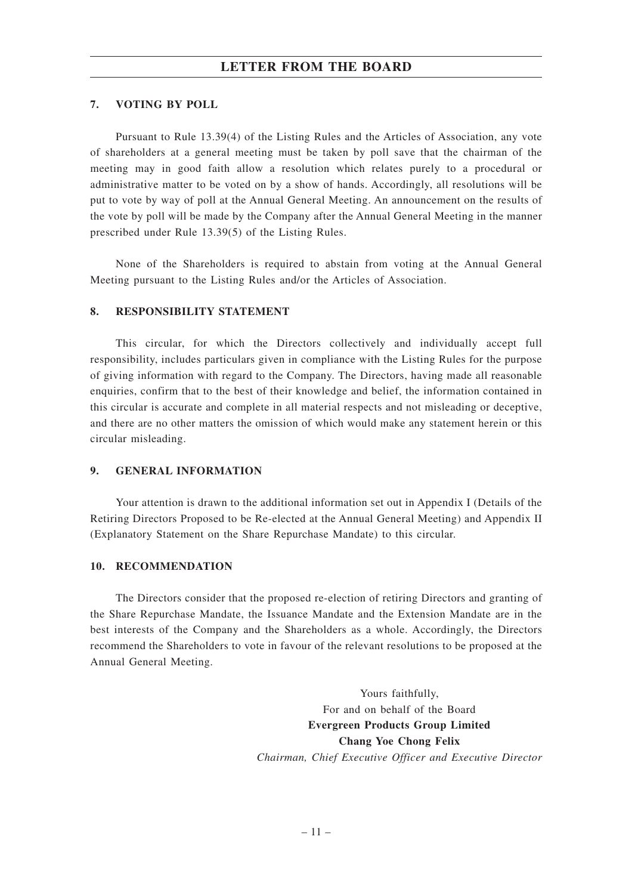#### 7. VOTING BY POLL

Pursuant to Rule 13.39(4) of the Listing Rules and the Articles of Association, any vote of shareholders at a general meeting must be taken by poll save that the chairman of the meeting may in good faith allow a resolution which relates purely to a procedural or administrative matter to be voted on by a show of hands. Accordingly, all resolutions will be put to vote by way of poll at the Annual General Meeting. An announcement on the results of the vote by poll will be made by the Company after the Annual General Meeting in the manner prescribed under Rule 13.39(5) of the Listing Rules.

None of the Shareholders is required to abstain from voting at the Annual General Meeting pursuant to the Listing Rules and/or the Articles of Association.

#### 8. RESPONSIBILITY STATEMENT

This circular, for which the Directors collectively and individually accept full responsibility, includes particulars given in compliance with the Listing Rules for the purpose of giving information with regard to the Company. The Directors, having made all reasonable enquiries, confirm that to the best of their knowledge and belief, the information contained in this circular is accurate and complete in all material respects and not misleading or deceptive, and there are no other matters the omission of which would make any statement herein or this circular misleading.

#### 9. GENERAL INFORMATION

Your attention is drawn to the additional information set out in Appendix I (Details of the Retiring Directors Proposed to be Re-elected at the Annual General Meeting) and Appendix II (Explanatory Statement on the Share Repurchase Mandate) to this circular.

#### 10. RECOMMENDATION

The Directors consider that the proposed re-election of retiring Directors and granting of the Share Repurchase Mandate, the Issuance Mandate and the Extension Mandate are in the best interests of the Company and the Shareholders as a whole. Accordingly, the Directors recommend the Shareholders to vote in favour of the relevant resolutions to be proposed at the Annual General Meeting.

Yours faithfully,
For and on behalf of the Board
**Evergreen Products Group Limited**
**Chang Yoe Chong Felix**
*Chairman, Chief Executive Officer and Executive Director*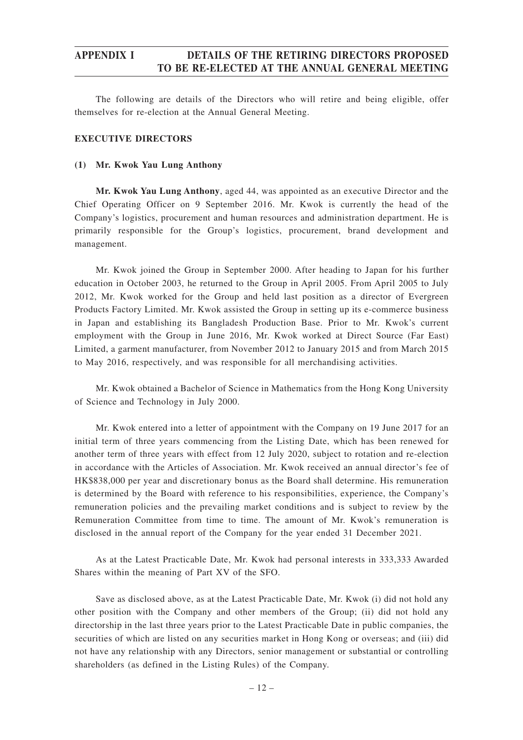# APPENDIX I DETAILS OF THE RETIRING DIRECTORS PROPOSED TO BE RE-ELECTED AT THE ANNUAL GENERAL MEETING

The following are details of the Directors who will retire and being eligible, offer themselves for re-election at the Annual General Meeting.

## EXECUTIVE DIRECTORS

### (1) Mr. Kwok Yau Lung Anthony

**Mr. Kwok Yau Lung Anthony**, aged 44, was appointed as an executive Director and the Chief Operating Officer on 9 September 2016. Mr. Kwok is currently the head of the Company's logistics, procurement and human resources and administration department. He is primarily responsible for the Group's logistics, procurement, brand development and management.

Mr. Kwok joined the Group in September 2000. After heading to Japan for his further education in October 2003, he returned to the Group in April 2005. From April 2005 to July 2012, Mr. Kwok worked for the Group and held last position as a director of Evergreen Products Factory Limited. Mr. Kwok assisted the Group in setting up its e-commerce business in Japan and establishing its Bangladesh Production Base. Prior to Mr. Kwok's current employment with the Group in June 2016, Mr. Kwok worked at Direct Source (Far East) Limited, a garment manufacturer, from November 2012 to January 2015 and from March 2015 to May 2016, respectively, and was responsible for all merchandising activities.

Mr. Kwok obtained a Bachelor of Science in Mathematics from the Hong Kong University of Science and Technology in July 2000.

Mr. Kwok entered into a letter of appointment with the Company on 19 June 2017 for an initial term of three years commencing from the Listing Date, which has been renewed for another term of three years with effect from 12 July 2020, subject to rotation and re-election in accordance with the Articles of Association. Mr. Kwok received an annual director's fee of HK$838,000 per year and discretionary bonus as the Board shall determine. His remuneration is determined by the Board with reference to his responsibilities, experience, the Company's remuneration policies and the prevailing market conditions and is subject to review by the Remuneration Committee from time to time. The amount of Mr. Kwok's remuneration is disclosed in the annual report of the Company for the year ended 31 December 2021.

As at the Latest Practicable Date, Mr. Kwok had personal interests in 333,333 Awarded Shares within the meaning of Part XV of the SFO.

Save as disclosed above, as at the Latest Practicable Date, Mr. Kwok (i) did not hold any other position with the Company and other members of the Group; (ii) did not hold any directorship in the last three years prior to the Latest Practicable Date in public companies, the securities of which are listed on any securities market in Hong Kong or overseas; and (iii) did not have any relationship with any Directors, senior management or substantial or controlling shareholders (as defined in the Listing Rules) of the Company.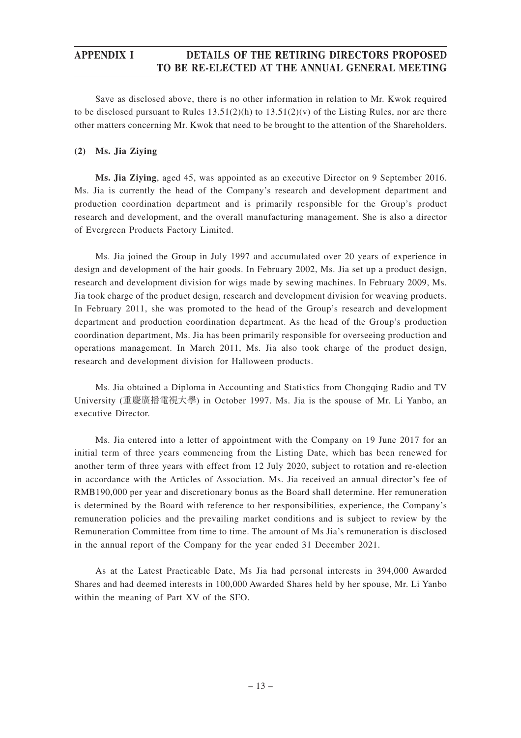Save as disclosed above, there is no other information in relation to Mr. Kwok required to be disclosed pursuant to Rules 13.51(2)(h) to 13.51(2)(v) of the Listing Rules, nor are there other matters concerning Mr. Kwok that need to be brought to the attention of the Shareholders.

**(2) Ms. Jia Ziying**

**Ms. Jia Ziying**, aged 45, was appointed as an executive Director on 9 September 2016. Ms. Jia is currently the head of the Company's research and development department and production coordination department and is primarily responsible for the Group's product research and development, and the overall manufacturing management. She is also a director of Evergreen Products Factory Limited.

Ms. Jia joined the Group in July 1997 and accumulated over 20 years of experience in design and development of the hair goods. In February 2002, Ms. Jia set up a product design, research and development division for wigs made by sewing machines. In February 2009, Ms. Jia took charge of the product design, research and development division for weaving products. In February 2011, she was promoted to the head of the Group's research and development department and production coordination department. As the head of the Group's production coordination department, Ms. Jia has been primarily responsible for overseeing production and operations management. In March 2011, Ms. Jia also took charge of the product design, research and development division for Halloween products.

Ms. Jia obtained a Diploma in Accounting and Statistics from Chongqing Radio and TV University (重慶廣播電視大學) in October 1997. Ms. Jia is the spouse of Mr. Li Yanbo, an executive Director.

Ms. Jia entered into a letter of appointment with the Company on 19 June 2017 for an initial term of three years commencing from the Listing Date, which has been renewed for another term of three years with effect from 12 July 2020, subject to rotation and re-election in accordance with the Articles of Association. Ms. Jia received an annual director's fee of RMB190,000 per year and discretionary bonus as the Board shall determine. Her remuneration is determined by the Board with reference to her responsibilities, experience, the Company's remuneration policies and the prevailing market conditions and is subject to review by the Remuneration Committee from time to time. The amount of Ms Jia's remuneration is disclosed in the annual report of the Company for the year ended 31 December 2021.

As at the Latest Practicable Date, Ms Jia had personal interests in 394,000 Awarded Shares and had deemed interests in 100,000 Awarded Shares held by her spouse, Mr. Li Yanbo within the meaning of Part XV of the SFO.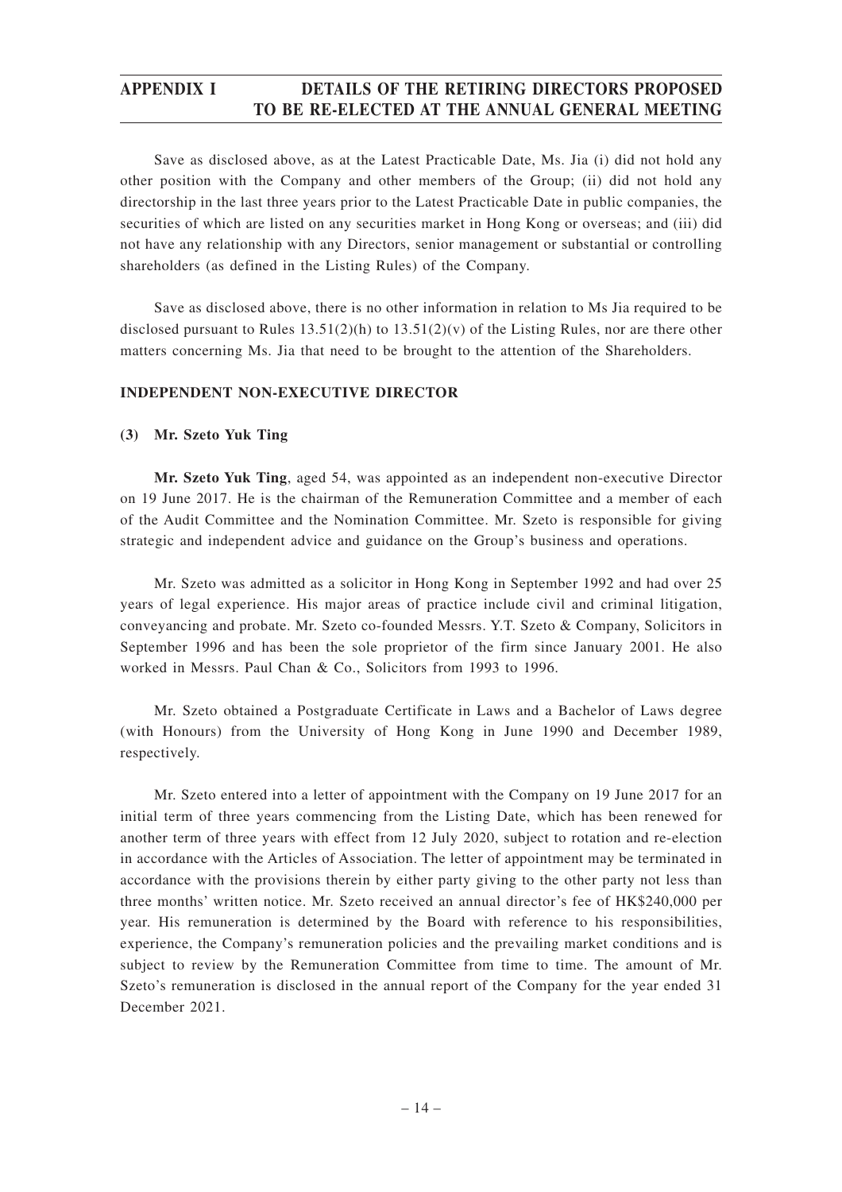Save as disclosed above, as at the Latest Practicable Date, Ms. Jia (i) did not hold any other position with the Company and other members of the Group; (ii) did not hold any directorship in the last three years prior to the Latest Practicable Date in public companies, the securities of which are listed on any securities market in Hong Kong or overseas; and (iii) did not have any relationship with any Directors, senior management or substantial or controlling shareholders (as defined in the Listing Rules) of the Company.

Save as disclosed above, there is no other information in relation to Ms Jia required to be disclosed pursuant to Rules 13.51(2)(h) to 13.51(2)(v) of the Listing Rules, nor are there other matters concerning Ms. Jia that need to be brought to the attention of the Shareholders.

## INDEPENDENT NON-EXECUTIVE DIRECTOR

### (3) Mr. Szeto Yuk Ting

**Mr. Szeto Yuk Ting**, aged 54, was appointed as an independent non-executive Director on 19 June 2017. He is the chairman of the Remuneration Committee and a member of each of the Audit Committee and the Nomination Committee. Mr. Szeto is responsible for giving strategic and independent advice and guidance on the Group's business and operations.

Mr. Szeto was admitted as a solicitor in Hong Kong in September 1992 and had over 25 years of legal experience. His major areas of practice include civil and criminal litigation, conveyancing and probate. Mr. Szeto co-founded Messrs. Y.T. Szeto & Company, Solicitors in September 1996 and has been the sole proprietor of the firm since January 2001. He also worked in Messrs. Paul Chan & Co., Solicitors from 1993 to 1996.

Mr. Szeto obtained a Postgraduate Certificate in Laws and a Bachelor of Laws degree (with Honours) from the University of Hong Kong in June 1990 and December 1989, respectively.

Mr. Szeto entered into a letter of appointment with the Company on 19 June 2017 for an initial term of three years commencing from the Listing Date, which has been renewed for another term of three years with effect from 12 July 2020, subject to rotation and re-election in accordance with the Articles of Association. The letter of appointment may be terminated in accordance with the provisions therein by either party giving to the other party not less than three months' written notice. Mr. Szeto received an annual director's fee of HK$240,000 per year. His remuneration is determined by the Board with reference to his responsibilities, experience, the Company's remuneration policies and the prevailing market conditions and is subject to review by the Remuneration Committee from time to time. The amount of Mr. Szeto's remuneration is disclosed in the annual report of the Company for the year ended 31 December 2021.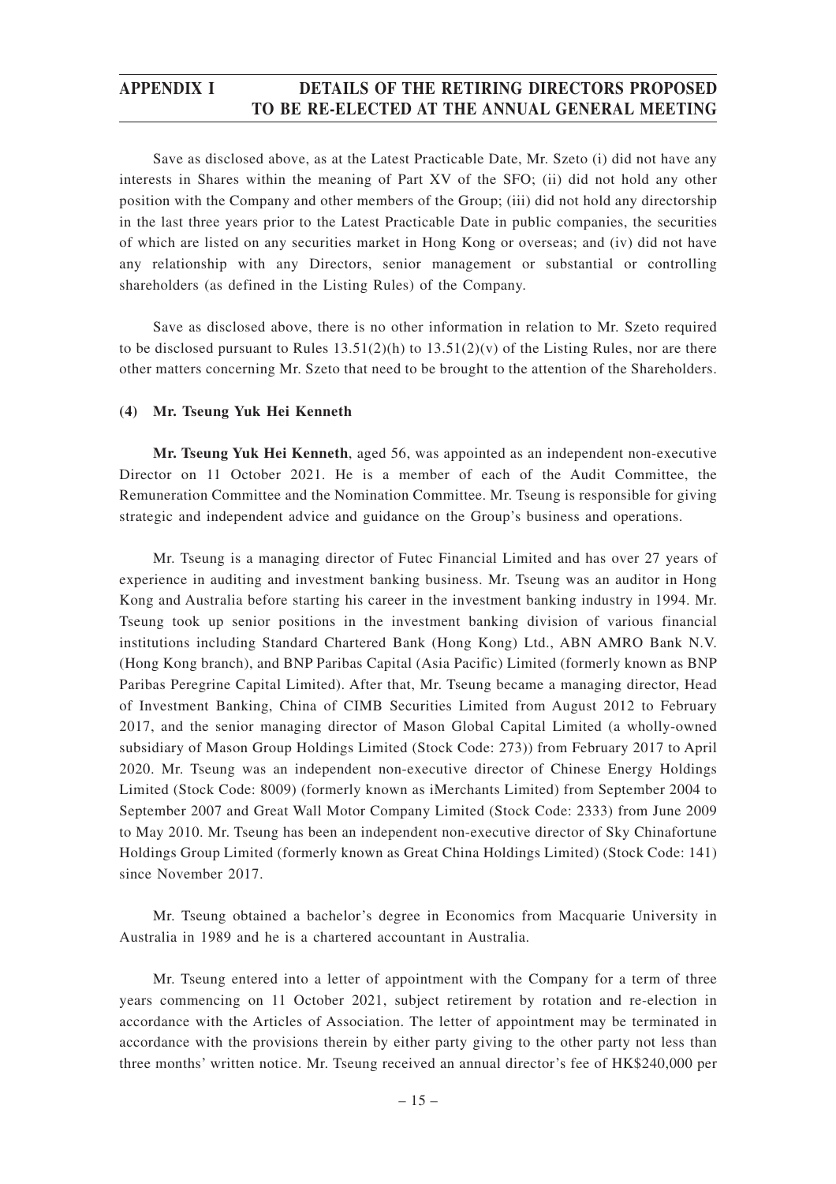Save as disclosed above, as at the Latest Practicable Date, Mr. Szeto (i) did not have any interests in Shares within the meaning of Part XV of the SFO; (ii) did not hold any other position with the Company and other members of the Group; (iii) did not hold any directorship in the last three years prior to the Latest Practicable Date in public companies, the securities of which are listed on any securities market in Hong Kong or overseas; and (iv) did not have any relationship with any Directors, senior management or substantial or controlling shareholders (as defined in the Listing Rules) of the Company.

Save as disclosed above, there is no other information in relation to Mr. Szeto required to be disclosed pursuant to Rules 13.51(2)(h) to 13.51(2)(v) of the Listing Rules, nor are there other matters concerning Mr. Szeto that need to be brought to the attention of the Shareholders.

#### (4) Mr. Tseung Yuk Hei Kenneth

**Mr. Tseung Yuk Hei Kenneth**, aged 56, was appointed as an independent non-executive Director on 11 October 2021. He is a member of each of the Audit Committee, the Remuneration Committee and the Nomination Committee. Mr. Tseung is responsible for giving strategic and independent advice and guidance on the Group's business and operations.

Mr. Tseung is a managing director of Futec Financial Limited and has over 27 years of experience in auditing and investment banking business. Mr. Tseung was an auditor in Hong Kong and Australia before starting his career in the investment banking industry in 1994. Mr. Tseung took up senior positions in the investment banking division of various financial institutions including Standard Chartered Bank (Hong Kong) Ltd., ABN AMRO Bank N.V. (Hong Kong branch), and BNP Paribas Capital (Asia Pacific) Limited (formerly known as BNP Paribas Peregrine Capital Limited). After that, Mr. Tseung became a managing director, Head of Investment Banking, China of CIMB Securities Limited from August 2012 to February 2017, and the senior managing director of Mason Global Capital Limited (a wholly-owned subsidiary of Mason Group Holdings Limited (Stock Code: 273)) from February 2017 to April 2020. Mr. Tseung was an independent non-executive director of Chinese Energy Holdings Limited (Stock Code: 8009) (formerly known as iMerchants Limited) from September 2004 to September 2007 and Great Wall Motor Company Limited (Stock Code: 2333) from June 2009 to May 2010. Mr. Tseung has been an independent non-executive director of Sky Chinafortune Holdings Group Limited (formerly known as Great China Holdings Limited) (Stock Code: 141) since November 2017.

Mr. Tseung obtained a bachelor's degree in Economics from Macquarie University in Australia in 1989 and he is a chartered accountant in Australia.

Mr. Tseung entered into a letter of appointment with the Company for a term of three years commencing on 11 October 2021, subject retirement by rotation and re-election in accordance with the Articles of Association. The letter of appointment may be terminated in accordance with the provisions therein by either party giving to the other party not less than three months' written notice. Mr. Tseung received an annual director's fee of HK$240,000 per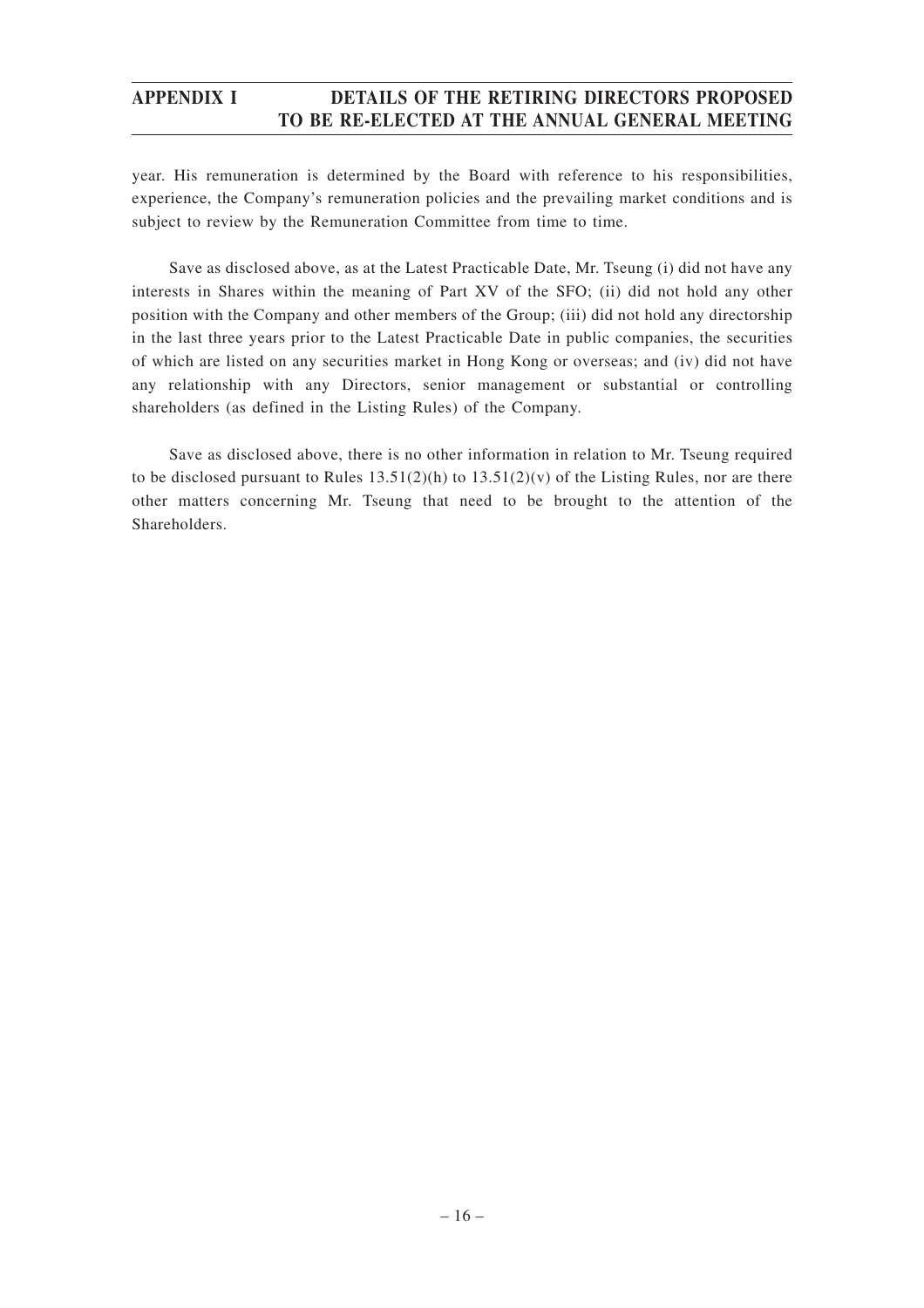year. His remuneration is determined by the Board with reference to his responsibilities, experience, the Company's remuneration policies and the prevailing market conditions and is subject to review by the Remuneration Committee from time to time.

Save as disclosed above, as at the Latest Practicable Date, Mr. Tseung (i) did not have any interests in Shares within the meaning of Part XV of the SFO; (ii) did not hold any other position with the Company and other members of the Group; (iii) did not hold any directorship in the last three years prior to the Latest Practicable Date in public companies, the securities of which are listed on any securities market in Hong Kong or overseas; and (iv) did not have any relationship with any Directors, senior management or substantial or controlling shareholders (as defined in the Listing Rules) of the Company.

Save as disclosed above, there is no other information in relation to Mr. Tseung required to be disclosed pursuant to Rules 13.51(2)(h) to 13.51(2)(v) of the Listing Rules, nor are there other matters concerning Mr. Tseung that need to be brought to the attention of the Shareholders.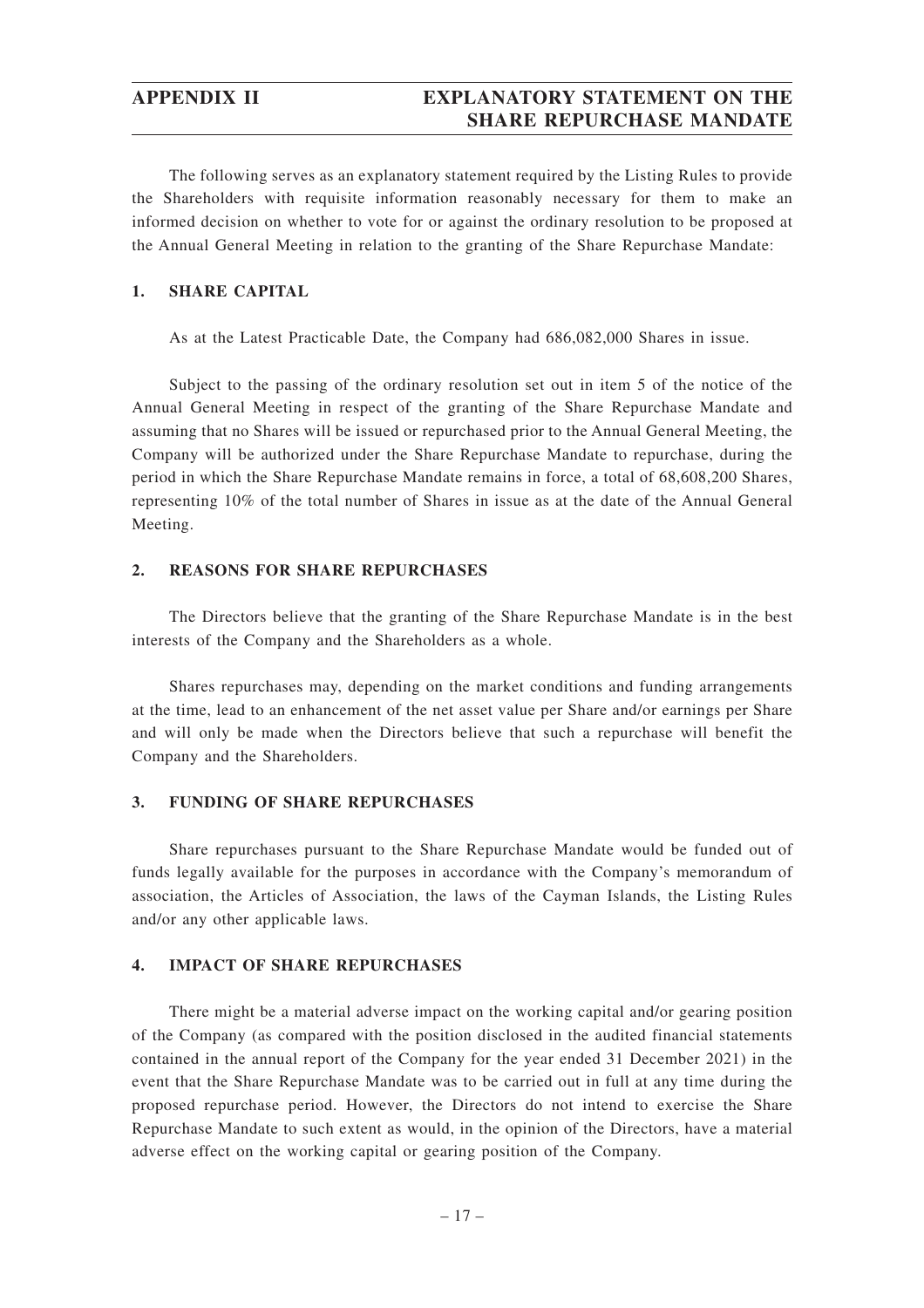# APPENDIX II — EXPLANATORY STATEMENT ON THE SHARE REPURCHASE MANDATE

The following serves as an explanatory statement required by the Listing Rules to provide the Shareholders with requisite information reasonably necessary for them to make an informed decision on whether to vote for or against the ordinary resolution to be proposed at the Annual General Meeting in relation to the granting of the Share Repurchase Mandate:

## 1. SHARE CAPITAL

As at the Latest Practicable Date, the Company had 686,082,000 Shares in issue.

Subject to the passing of the ordinary resolution set out in item 5 of the notice of the Annual General Meeting in respect of the granting of the Share Repurchase Mandate and assuming that no Shares will be issued or repurchased prior to the Annual General Meeting, the Company will be authorized under the Share Repurchase Mandate to repurchase, during the period in which the Share Repurchase Mandate remains in force, a total of 68,608,200 Shares, representing 10% of the total number of Shares in issue as at the date of the Annual General Meeting.

## 2. REASONS FOR SHARE REPURCHASES

The Directors believe that the granting of the Share Repurchase Mandate is in the best interests of the Company and the Shareholders as a whole.

Shares repurchases may, depending on the market conditions and funding arrangements at the time, lead to an enhancement of the net asset value per Share and/or earnings per Share and will only be made when the Directors believe that such a repurchase will benefit the Company and the Shareholders.

## 3. FUNDING OF SHARE REPURCHASES

Share repurchases pursuant to the Share Repurchase Mandate would be funded out of funds legally available for the purposes in accordance with the Company's memorandum of association, the Articles of Association, the laws of the Cayman Islands, the Listing Rules and/or any other applicable laws.

## 4. IMPACT OF SHARE REPURCHASES

There might be a material adverse impact on the working capital and/or gearing position of the Company (as compared with the position disclosed in the audited financial statements contained in the annual report of the Company for the year ended 31 December 2021) in the event that the Share Repurchase Mandate was to be carried out in full at any time during the proposed repurchase period. However, the Directors do not intend to exercise the Share Repurchase Mandate to such extent as would, in the opinion of the Directors, have a material adverse effect on the working capital or gearing position of the Company.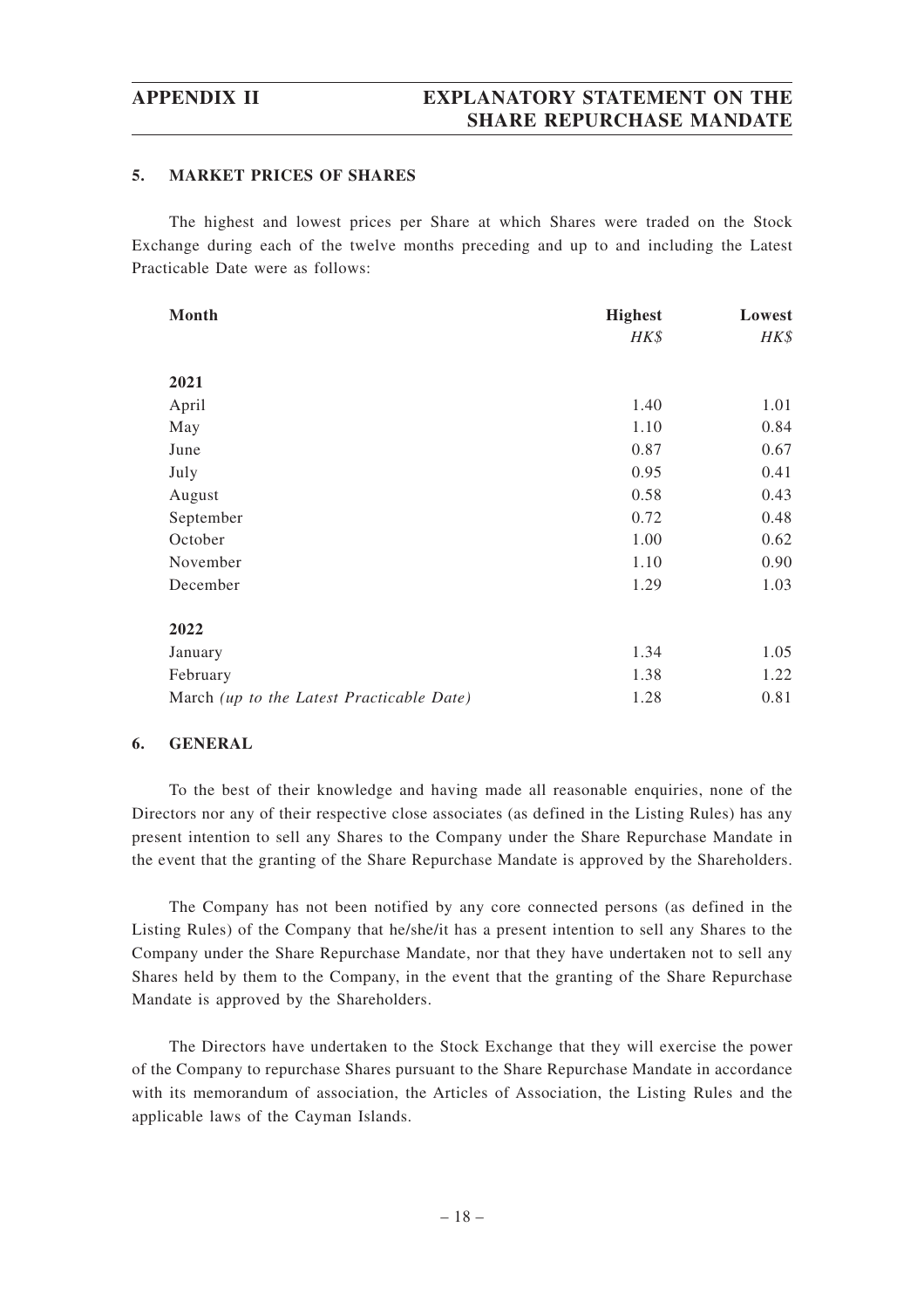### 5. MARKET PRICES OF SHARES

The highest and lowest prices per Share at which Shares were traded on the Stock Exchange during each of the twelve months preceding and up to and including the Latest Practicable Date were as follows:

| Month | Highest | Lowest |
|---|---|---|
| | *HK$* | *HK$* |
| **2021** | | |
| April | 1.40 | 1.01 |
| May | 1.10 | 0.84 |
| June | 0.87 | 0.67 |
| July | 0.95 | 0.41 |
| August | 0.58 | 0.43 |
| September | 0.72 | 0.48 |
| October | 1.00 | 0.62 |
| November | 1.10 | 0.90 |
| December | 1.29 | 1.03 |
| **2022** | | |
| January | 1.34 | 1.05 |
| February | 1.38 | 1.22 |
| March *(up to the Latest Practicable Date)* | 1.28 | 0.81 |

### 6. GENERAL

To the best of their knowledge and having made all reasonable enquiries, none of the Directors nor any of their respective close associates (as defined in the Listing Rules) has any present intention to sell any Shares to the Company under the Share Repurchase Mandate in the event that the granting of the Share Repurchase Mandate is approved by the Shareholders.

The Company has not been notified by any core connected persons (as defined in the Listing Rules) of the Company that he/she/it has a present intention to sell any Shares to the Company under the Share Repurchase Mandate, nor that they have undertaken not to sell any Shares held by them to the Company, in the event that the granting of the Share Repurchase Mandate is approved by the Shareholders.

The Directors have undertaken to the Stock Exchange that they will exercise the power of the Company to repurchase Shares pursuant to the Share Repurchase Mandate in accordance with its memorandum of association, the Articles of Association, the Listing Rules and the applicable laws of the Cayman Islands.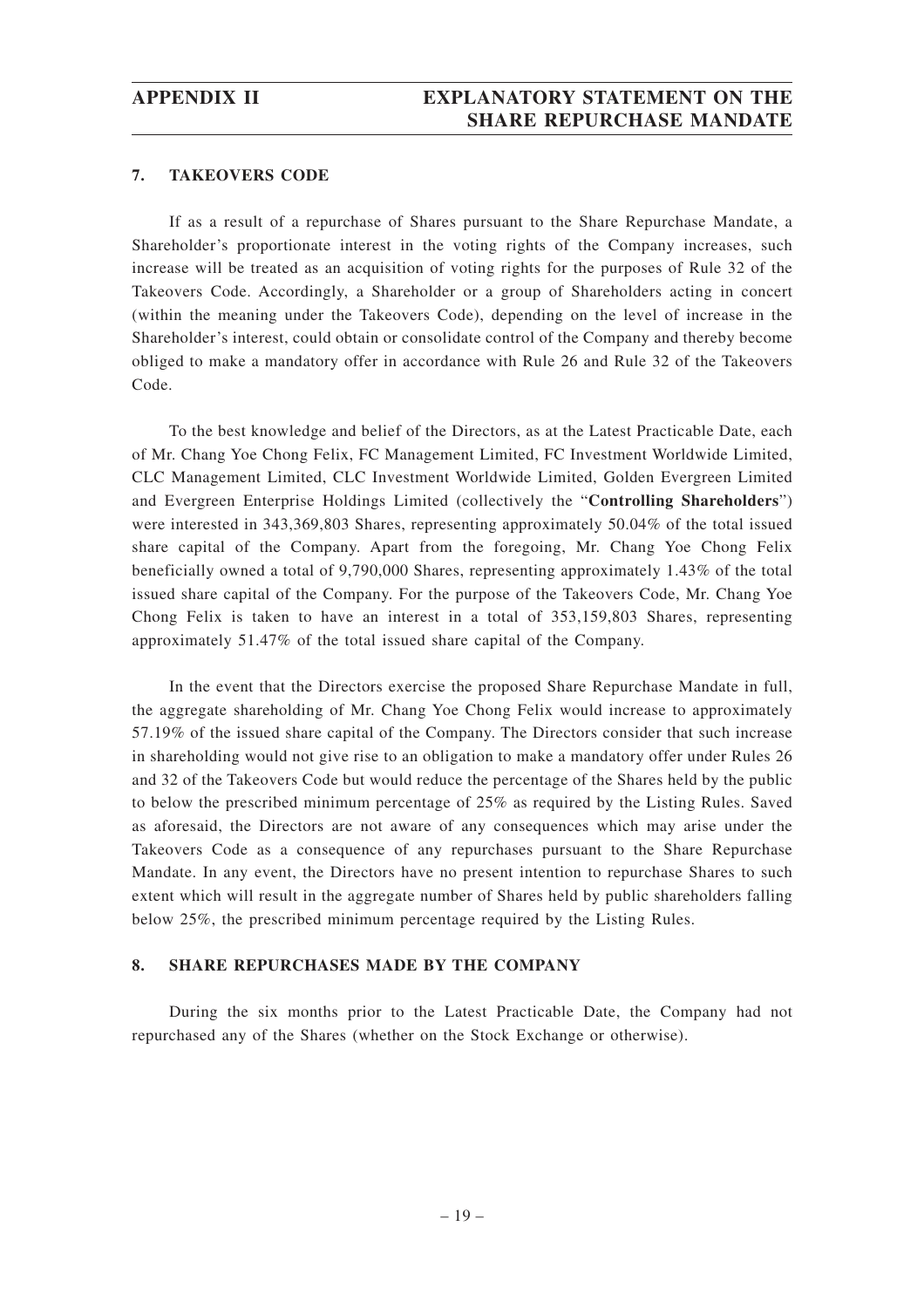## 7. TAKEOVERS CODE

If as a result of a repurchase of Shares pursuant to the Share Repurchase Mandate, a Shareholder's proportionate interest in the voting rights of the Company increases, such increase will be treated as an acquisition of voting rights for the purposes of Rule 32 of the Takeovers Code. Accordingly, a Shareholder or a group of Shareholders acting in concert (within the meaning under the Takeovers Code), depending on the level of increase in the Shareholder's interest, could obtain or consolidate control of the Company and thereby become obliged to make a mandatory offer in accordance with Rule 26 and Rule 32 of the Takeovers Code.

To the best knowledge and belief of the Directors, as at the Latest Practicable Date, each of Mr. Chang Yoe Chong Felix, FC Management Limited, FC Investment Worldwide Limited, CLC Management Limited, CLC Investment Worldwide Limited, Golden Evergreen Limited and Evergreen Enterprise Holdings Limited (collectively the "**Controlling Shareholders**") were interested in 343,369,803 Shares, representing approximately 50.04% of the total issued share capital of the Company. Apart from the foregoing, Mr. Chang Yoe Chong Felix beneficially owned a total of 9,790,000 Shares, representing approximately 1.43% of the total issued share capital of the Company. For the purpose of the Takeovers Code, Mr. Chang Yoe Chong Felix is taken to have an interest in a total of 353,159,803 Shares, representing approximately 51.47% of the total issued share capital of the Company.

In the event that the Directors exercise the proposed Share Repurchase Mandate in full, the aggregate shareholding of Mr. Chang Yoe Chong Felix would increase to approximately 57.19% of the issued share capital of the Company. The Directors consider that such increase in shareholding would not give rise to an obligation to make a mandatory offer under Rules 26 and 32 of the Takeovers Code but would reduce the percentage of the Shares held by the public to below the prescribed minimum percentage of 25% as required by the Listing Rules. Saved as aforesaid, the Directors are not aware of any consequences which may arise under the Takeovers Code as a consequence of any repurchases pursuant to the Share Repurchase Mandate. In any event, the Directors have no present intention to repurchase Shares to such extent which will result in the aggregate number of Shares held by public shareholders falling below 25%, the prescribed minimum percentage required by the Listing Rules.

## 8. SHARE REPURCHASES MADE BY THE COMPANY

During the six months prior to the Latest Practicable Date, the Company had not repurchased any of the Shares (whether on the Stock Exchange or otherwise).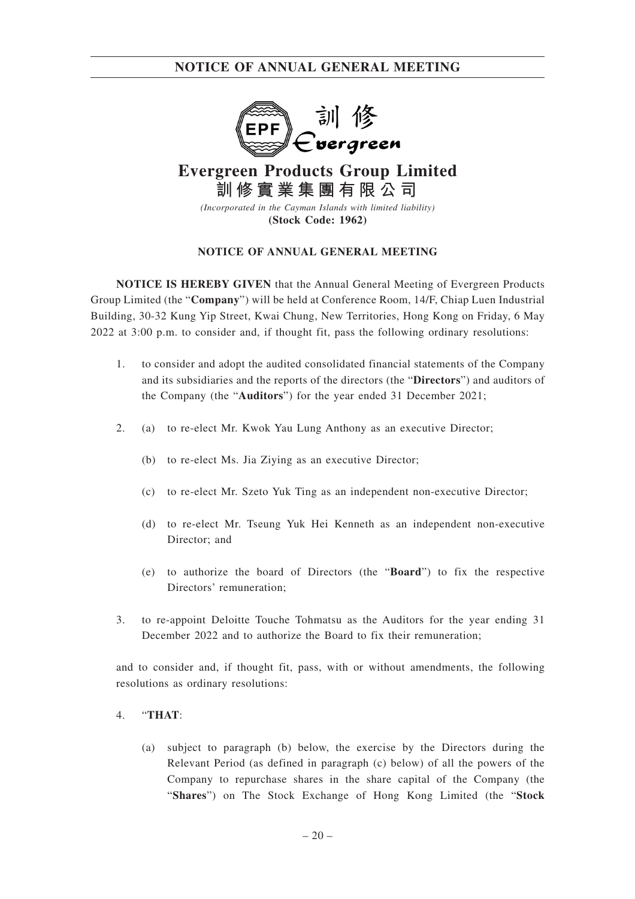**Evergreen Products Group Limited**

**訓修實業集團有限公司**

*(Incorporated in the Cayman Islands with limited liability)*

**(Stock Code: 1962)**

## NOTICE OF ANNUAL GENERAL MEETING

**NOTICE IS HEREBY GIVEN** that the Annual General Meeting of Evergreen Products Group Limited (the "**Company**") will be held at Conference Room, 14/F, Chiap Luen Industrial Building, 30-32 Kung Yip Street, Kwai Chung, New Territories, Hong Kong on Friday, 6 May 2022 at 3:00 p.m. to consider and, if thought fit, pass the following ordinary resolutions:

1. to consider and adopt the audited consolidated financial statements of the Company and its subsidiaries and the reports of the directors (the "**Directors**") and auditors of the Company (the "**Auditors**") for the year ended 31 December 2021;

2. (a) to re-elect Mr. Kwok Yau Lung Anthony as an executive Director;

   (b) to re-elect Ms. Jia Ziying as an executive Director;

   (c) to re-elect Mr. Szeto Yuk Ting as an independent non-executive Director;

   (d) to re-elect Mr. Tseung Yuk Hei Kenneth as an independent non-executive Director; and

   (e) to authorize the board of Directors (the "**Board**") to fix the respective Directors' remuneration;

3. to re-appoint Deloitte Touche Tohmatsu as the Auditors for the year ending 31 December 2022 and to authorize the Board to fix their remuneration;

and to consider and, if thought fit, pass, with or without amendments, the following resolutions as ordinary resolutions:

4. "**THAT**:

   (a) subject to paragraph (b) below, the exercise by the Directors during the Relevant Period (as defined in paragraph (c) below) of all the powers of the Company to repurchase shares in the share capital of the Company (the "**Shares**") on The Stock Exchange of Hong Kong Limited (the "**Stock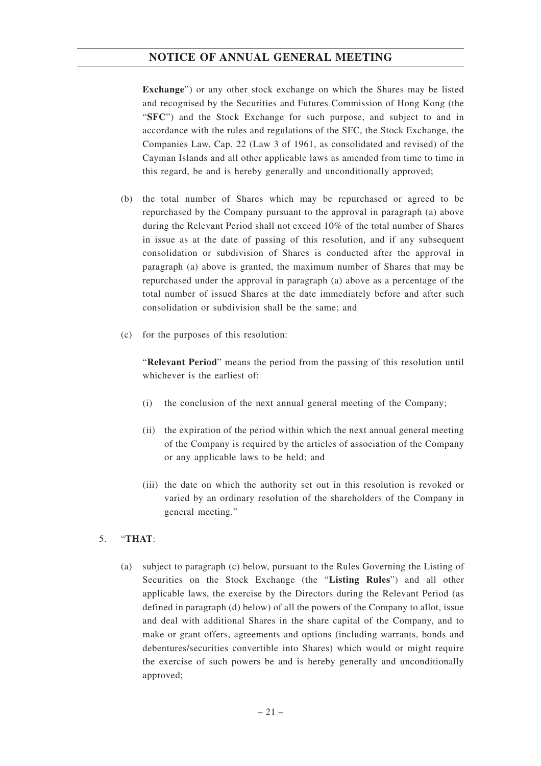**Exchange**") or any other stock exchange on which the Shares may be listed and recognised by the Securities and Futures Commission of Hong Kong (the "**SFC**") and the Stock Exchange for such purpose, and subject to and in accordance with the rules and regulations of the SFC, the Stock Exchange, the Companies Law, Cap. 22 (Law 3 of 1961, as consolidated and revised) of the Cayman Islands and all other applicable laws as amended from time to time in this regard, be and is hereby generally and unconditionally approved;

(b) the total number of Shares which may be repurchased or agreed to be repurchased by the Company pursuant to the approval in paragraph (a) above during the Relevant Period shall not exceed 10% of the total number of Shares in issue as at the date of passing of this resolution, and if any subsequent consolidation or subdivision of Shares is conducted after the approval in paragraph (a) above is granted, the maximum number of Shares that may be repurchased under the approval in paragraph (a) above as a percentage of the total number of issued Shares at the date immediately before and after such consolidation or subdivision shall be the same; and

(c) for the purposes of this resolution:

"**Relevant Period**" means the period from the passing of this resolution until whichever is the earliest of:

(i) the conclusion of the next annual general meeting of the Company;

(ii) the expiration of the period within which the next annual general meeting of the Company is required by the articles of association of the Company or any applicable laws to be held; and

(iii) the date on which the authority set out in this resolution is revoked or varied by an ordinary resolution of the shareholders of the Company in general meeting."

5. "**THAT**:

(a) subject to paragraph (c) below, pursuant to the Rules Governing the Listing of Securities on the Stock Exchange (the "**Listing Rules**") and all other applicable laws, the exercise by the Directors during the Relevant Period (as defined in paragraph (d) below) of all the powers of the Company to allot, issue and deal with additional Shares in the share capital of the Company, and to make or grant offers, agreements and options (including warrants, bonds and debentures/securities convertible into Shares) which would or might require the exercise of such powers be and is hereby generally and unconditionally approved;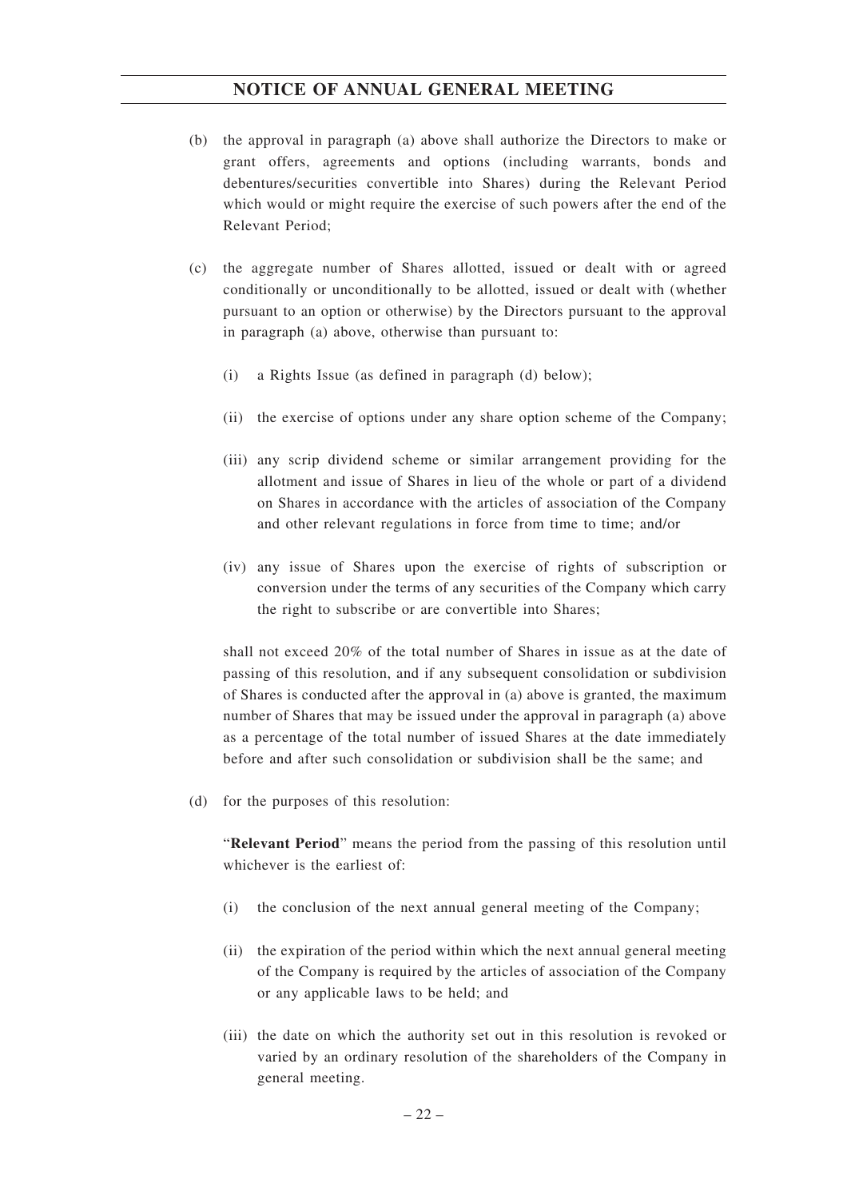(b) the approval in paragraph (a) above shall authorize the Directors to make or grant offers, agreements and options (including warrants, bonds and debentures/securities convertible into Shares) during the Relevant Period which would or might require the exercise of such powers after the end of the Relevant Period;

(c) the aggregate number of Shares allotted, issued or dealt with or agreed conditionally or unconditionally to be allotted, issued or dealt with (whether pursuant to an option or otherwise) by the Directors pursuant to the approval in paragraph (a) above, otherwise than pursuant to:

   (i) a Rights Issue (as defined in paragraph (d) below);

   (ii) the exercise of options under any share option scheme of the Company;

   (iii) any scrip dividend scheme or similar arrangement providing for the allotment and issue of Shares in lieu of the whole or part of a dividend on Shares in accordance with the articles of association of the Company and other relevant regulations in force from time to time; and/or

   (iv) any issue of Shares upon the exercise of rights of subscription or conversion under the terms of any securities of the Company which carry the right to subscribe or are convertible into Shares;

   shall not exceed 20% of the total number of Shares in issue as at the date of passing of this resolution, and if any subsequent consolidation or subdivision of Shares is conducted after the approval in (a) above is granted, the maximum number of Shares that may be issued under the approval in paragraph (a) above as a percentage of the total number of issued Shares at the date immediately before and after such consolidation or subdivision shall be the same; and

(d) for the purposes of this resolution:

   "**Relevant Period**" means the period from the passing of this resolution until whichever is the earliest of:

   (i) the conclusion of the next annual general meeting of the Company;

   (ii) the expiration of the period within which the next annual general meeting of the Company is required by the articles of association of the Company or any applicable laws to be held; and

   (iii) the date on which the authority set out in this resolution is revoked or varied by an ordinary resolution of the shareholders of the Company in general meeting.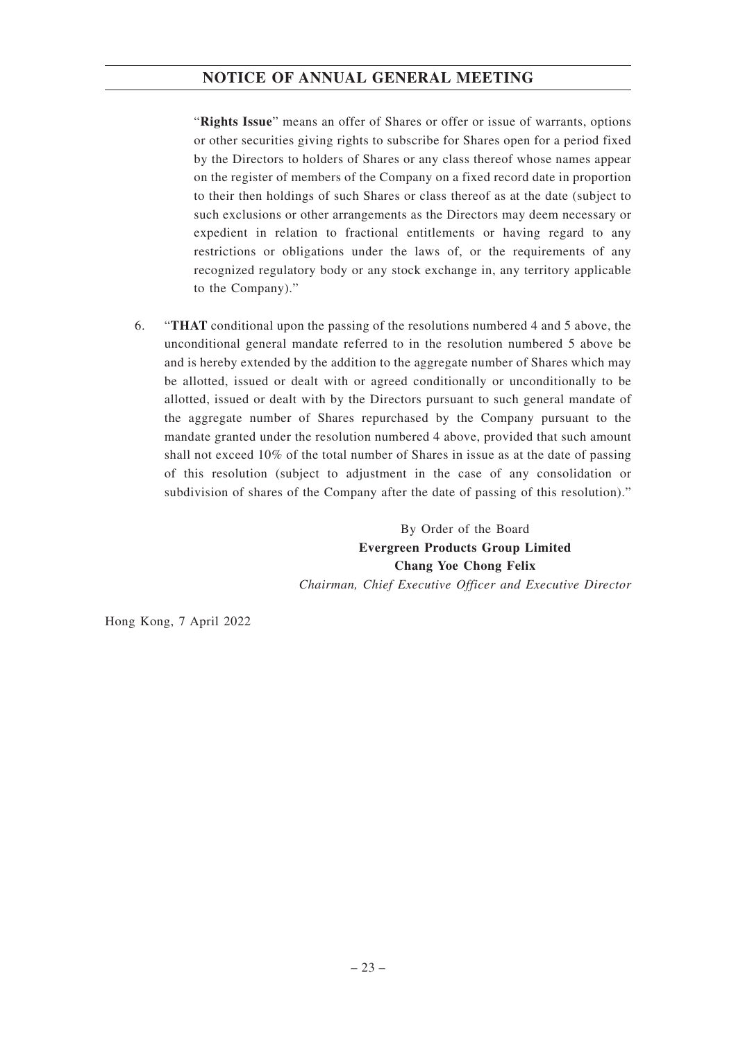"**Rights Issue**" means an offer of Shares or offer or issue of warrants, options or other securities giving rights to subscribe for Shares open for a period fixed by the Directors to holders of Shares or any class thereof whose names appear on the register of members of the Company on a fixed record date in proportion to their then holdings of such Shares or class thereof as at the date (subject to such exclusions or other arrangements as the Directors may deem necessary or expedient in relation to fractional entitlements or having regard to any restrictions or obligations under the laws of, or the requirements of any recognized regulatory body or any stock exchange in, any territory applicable to the Company)."

6. "**THAT** conditional upon the passing of the resolutions numbered 4 and 5 above, the unconditional general mandate referred to in the resolution numbered 5 above be and is hereby extended by the addition to the aggregate number of Shares which may be allotted, issued or dealt with or agreed conditionally or unconditionally to be allotted, issued or dealt with by the Directors pursuant to such general mandate of the aggregate number of Shares repurchased by the Company pursuant to the mandate granted under the resolution numbered 4 above, provided that such amount shall not exceed 10% of the total number of Shares in issue as at the date of passing of this resolution (subject to adjustment in the case of any consolidation or subdivision of shares of the Company after the date of passing of this resolution)."

By Order of the Board
**Evergreen Products Group Limited**
**Chang Yoe Chong Felix**
*Chairman, Chief Executive Officer and Executive Director*

Hong Kong, 7 April 2022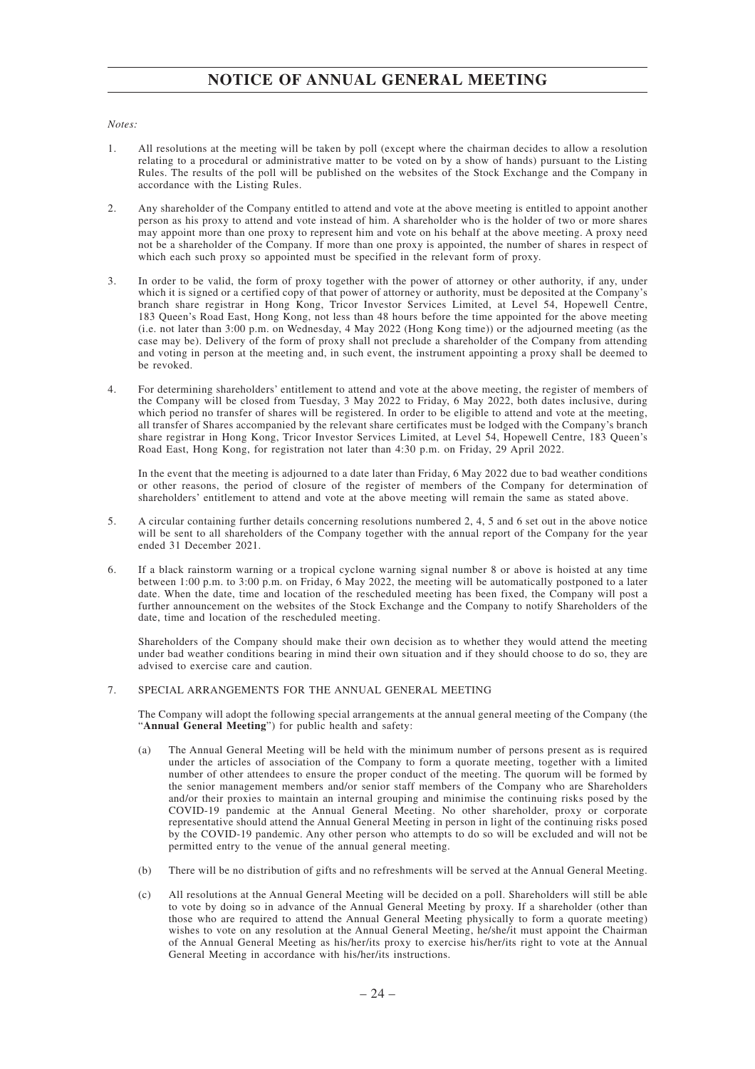# NOTICE OF ANNUAL GENERAL MEETING

*Notes:*

1. All resolutions at the meeting will be taken by poll (except where the chairman decides to allow a resolution relating to a procedural or administrative matter to be voted on by a show of hands) pursuant to the Listing Rules. The results of the poll will be published on the websites of the Stock Exchange and the Company in accordance with the Listing Rules.

2. Any shareholder of the Company entitled to attend and vote at the above meeting is entitled to appoint another person as his proxy to attend and vote instead of him. A shareholder who is the holder of two or more shares may appoint more than one proxy to represent him and vote on his behalf at the above meeting. A proxy need not be a shareholder of the Company. If more than one proxy is appointed, the number of shares in respect of which each such proxy so appointed must be specified in the relevant form of proxy.

3. In order to be valid, the form of proxy together with the power of attorney or other authority, if any, under which it is signed or a certified copy of that power of attorney or authority, must be deposited at the Company's branch share registrar in Hong Kong, Tricor Investor Services Limited, at Level 54, Hopewell Centre, 183 Queen's Road East, Hong Kong, not less than 48 hours before the time appointed for the above meeting (i.e. not later than 3:00 p.m. on Wednesday, 4 May 2022 (Hong Kong time)) or the adjourned meeting (as the case may be). Delivery of the form of proxy shall not preclude a shareholder of the Company from attending and voting in person at the meeting and, in such event, the instrument appointing a proxy shall be deemed to be revoked.

4. For determining shareholders' entitlement to attend and vote at the above meeting, the register of members of the Company will be closed from Tuesday, 3 May 2022 to Friday, 6 May 2022, both dates inclusive, during which period no transfer of shares will be registered. In order to be eligible to attend and vote at the meeting, all transfer of Shares accompanied by the relevant share certificates must be lodged with the Company's branch share registrar in Hong Kong, Tricor Investor Services Limited, at Level 54, Hopewell Centre, 183 Queen's Road East, Hong Kong, for registration not later than 4:30 p.m. on Friday, 29 April 2022.

   In the event that the meeting is adjourned to a date later than Friday, 6 May 2022 due to bad weather conditions or other reasons, the period of closure of the register of members of the Company for determination of shareholders' entitlement to attend and vote at the above meeting will remain the same as stated above.

5. A circular containing further details concerning resolutions numbered 2, 4, 5 and 6 set out in the above notice will be sent to all shareholders of the Company together with the annual report of the Company for the year ended 31 December 2021.

6. If a black rainstorm warning or a tropical cyclone warning signal number 8 or above is hoisted at any time between 1:00 p.m. to 3:00 p.m. on Friday, 6 May 2022, the meeting will be automatically postponed to a later date. When the date, time and location of the rescheduled meeting has been fixed, the Company will post a further announcement on the websites of the Stock Exchange and the Company to notify Shareholders of the date, time and location of the rescheduled meeting.

   Shareholders of the Company should make their own decision as to whether they would attend the meeting under bad weather conditions bearing in mind their own situation and if they should choose to do so, they are advised to exercise care and caution.

7. SPECIAL ARRANGEMENTS FOR THE ANNUAL GENERAL MEETING

   The Company will adopt the following special arrangements at the annual general meeting of the Company (the "**Annual General Meeting**") for public health and safety:

   (a) The Annual General Meeting will be held with the minimum number of persons present as is required under the articles of association of the Company to form a quorate meeting, together with a limited number of other attendees to ensure the proper conduct of the meeting. The quorum will be formed by the senior management members and/or senior staff members of the Company who are Shareholders and/or their proxies to maintain an internal grouping and minimise the continuing risks posed by the COVID-19 pandemic at the Annual General Meeting. No other shareholder, proxy or corporate representative should attend the Annual General Meeting in person in light of the continuing risks posed by the COVID-19 pandemic. Any other person who attempts to do so will be excluded and will not be permitted entry to the venue of the annual general meeting.

   (b) There will be no distribution of gifts and no refreshments will be served at the Annual General Meeting.

   (c) All resolutions at the Annual General Meeting will be decided on a poll. Shareholders will still be able to vote by doing so in advance of the Annual General Meeting by proxy. If a shareholder (other than those who are required to attend the Annual General Meeting physically to form a quorate meeting) wishes to vote on any resolution at the Annual General Meeting, he/she/it must appoint the Chairman of the Annual General Meeting as his/her/its proxy to exercise his/her/its right to vote at the Annual General Meeting in accordance with his/her/its instructions.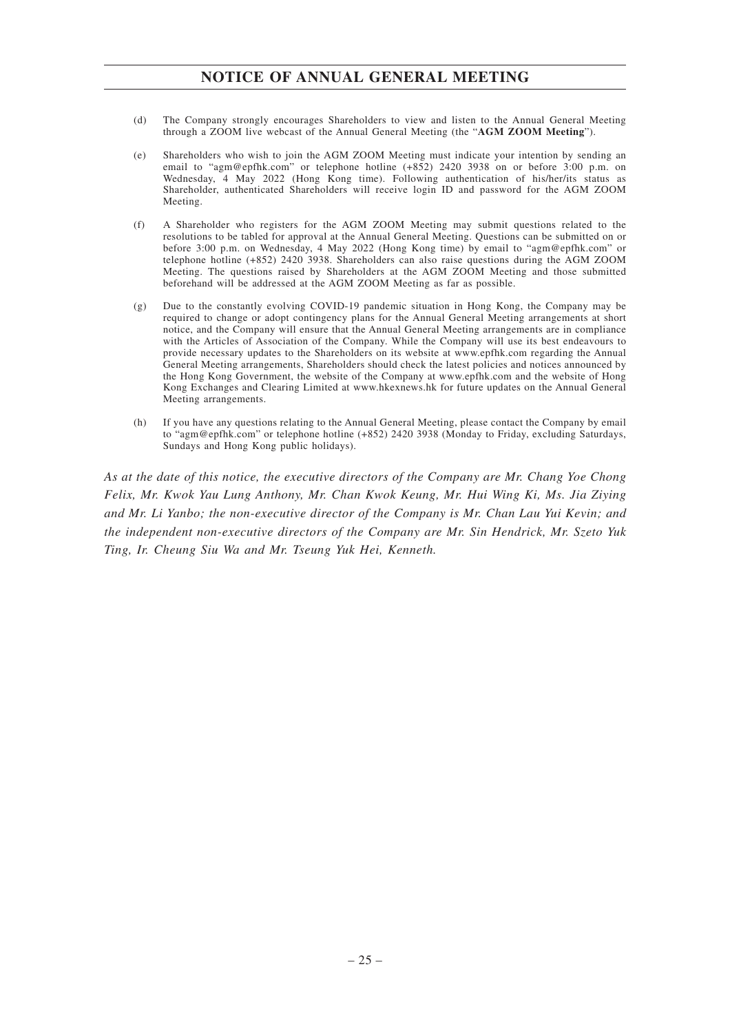(d) The Company strongly encourages Shareholders to view and listen to the Annual General Meeting through a ZOOM live webcast of the Annual General Meeting (the "**AGM ZOOM Meeting**").

(e) Shareholders who wish to join the AGM ZOOM Meeting must indicate your intention by sending an email to "agm@epfhk.com" or telephone hotline (+852) 2420 3938 on or before 3:00 p.m. on Wednesday, 4 May 2022 (Hong Kong time). Following authentication of his/her/its status as Shareholder, authenticated Shareholders will receive login ID and password for the AGM ZOOM Meeting.

(f) A Shareholder who registers for the AGM ZOOM Meeting may submit questions related to the resolutions to be tabled for approval at the Annual General Meeting. Questions can be submitted on or before 3:00 p.m. on Wednesday, 4 May 2022 (Hong Kong time) by email to "agm@epfhk.com" or telephone hotline (+852) 2420 3938. Shareholders can also raise questions during the AGM ZOOM Meeting. The questions raised by Shareholders at the AGM ZOOM Meeting and those submitted beforehand will be addressed at the AGM ZOOM Meeting as far as possible.

(g) Due to the constantly evolving COVID-19 pandemic situation in Hong Kong, the Company may be required to change or adopt contingency plans for the Annual General Meeting arrangements at short notice, and the Company will ensure that the Annual General Meeting arrangements are in compliance with the Articles of Association of the Company. While the Company will use its best endeavours to provide necessary updates to the Shareholders on its website at www.epfhk.com regarding the Annual General Meeting arrangements, Shareholders should check the latest policies and notices announced by the Hong Kong Government, the website of the Company at www.epfhk.com and the website of Hong Kong Exchanges and Clearing Limited at www.hkexnews.hk for future updates on the Annual General Meeting arrangements.

(h) If you have any questions relating to the Annual General Meeting, please contact the Company by email to "agm@epfhk.com" or telephone hotline (+852) 2420 3938 (Monday to Friday, excluding Saturdays, Sundays and Hong Kong public holidays).

*As at the date of this notice, the executive directors of the Company are Mr. Chang Yoe Chong Felix, Mr. Kwok Yau Lung Anthony, Mr. Chan Kwok Keung, Mr. Hui Wing Ki, Ms. Jia Ziying and Mr. Li Yanbo; the non-executive director of the Company is Mr. Chan Lau Yui Kevin; and the independent non-executive directors of the Company are Mr. Sin Hendrick, Mr. Szeto Yuk Ting, Ir. Cheung Siu Wa and Mr. Tseung Yuk Hei, Kenneth.*